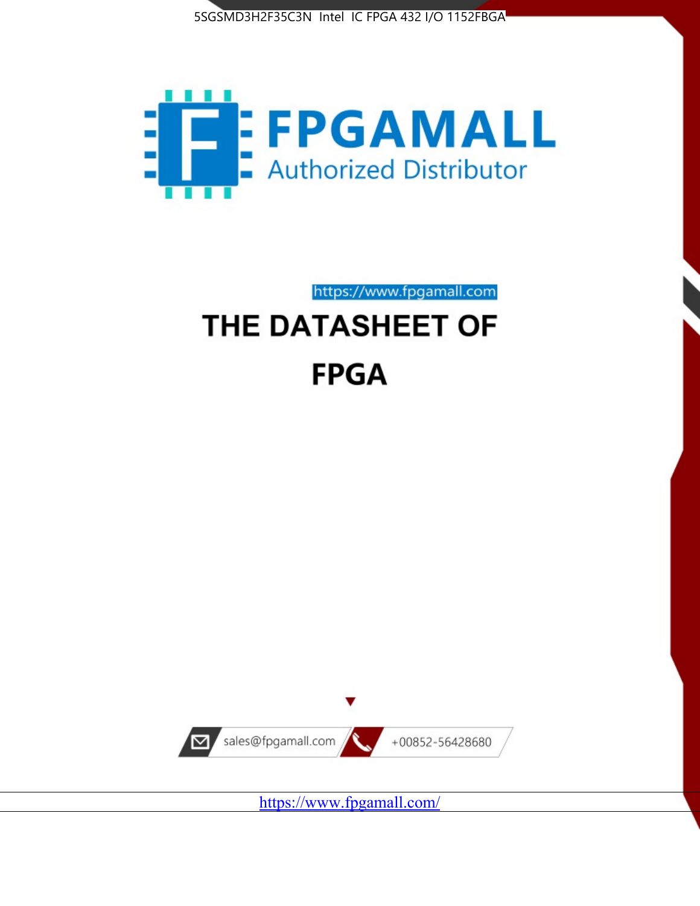5SGSMD3H2F35C3N Intel IC FPGA 432 I/O 1152FBGA

FPGAMALL

Authorized Distributor

https://www.fpgamall.com

# THE DATASHEET OF

# FPGA

sales@fpgamall.com

+00852-56428680

https://www.fpgamall.com/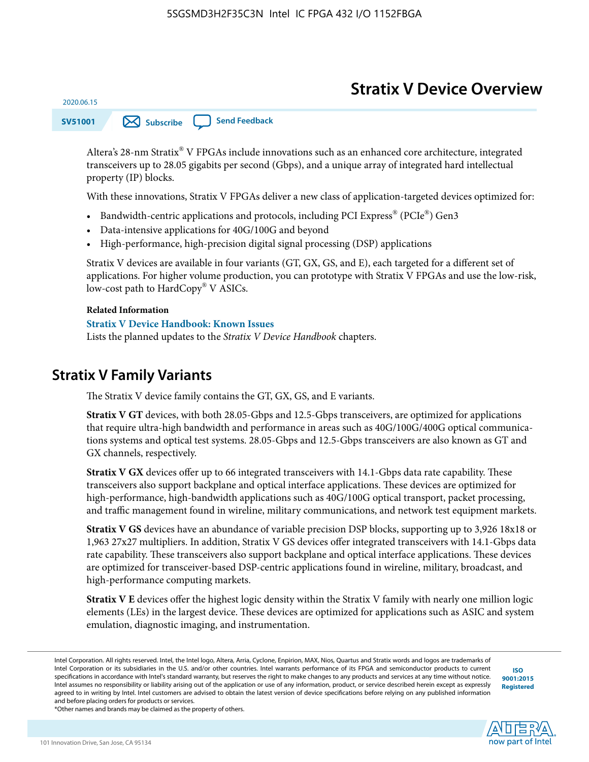# Stratix V Device Overview

2020.06.15

SV51001

Altera's 28-nm Stratix® V FPGAs include innovations such as an enhanced core architecture, integrated transceivers up to 28.05 gigabits per second (Gbps), and a unique array of integrated hard intellectual property (IP) blocks.

With these innovations, Stratix V FPGAs deliver a new class of application-targeted devices optimized for:

- Bandwidth-centric applications and protocols, including PCI Express® (PCIe®) Gen3
- Data-intensive applications for 40G/100G and beyond
- High-performance, high-precision digital signal processing (DSP) applications

Stratix V devices are available in four variants (GT, GX, GS, and E), each targeted for a different set of applications. For higher volume production, you can prototype with Stratix V FPGAs and use the low-risk, low-cost path to HardCopy® V ASICs.

**Related Information**

**Stratix V Device Handbook: Known Issues**

Lists the planned updates to the *Stratix V Device Handbook* chapters.

## Stratix V Family Variants

The Stratix V device family contains the GT, GX, GS, and E variants.

**Stratix V GT** devices, with both 28.05-Gbps and 12.5-Gbps transceivers, are optimized for applications that require ultra-high bandwidth and performance in areas such as 40G/100G/400G optical communications systems and optical test systems. 28.05-Gbps and 12.5-Gbps transceivers are also known as GT and GX channels, respectively.

**Stratix V GX** devices offer up to 66 integrated transceivers with 14.1-Gbps data rate capability. These transceivers also support backplane and optical interface applications. These devices are optimized for high-performance, high-bandwidth applications such as 40G/100G optical transport, packet processing, and traffic management found in wireline, military communications, and network test equipment markets.

**Stratix V GS** devices have an abundance of variable precision DSP blocks, supporting up to 3,926 18x18 or 1,963 27x27 multipliers. In addition, Stratix V GS devices offer integrated transceivers with 14.1-Gbps data rate capability. These transceivers also support backplane and optical interface applications. These devices are optimized for transceiver-based DSP-centric applications found in wireline, military, broadcast, and high-performance computing markets.

**Stratix V E** devices offer the highest logic density within the Stratix V family with nearly one million logic elements (LEs) in the largest device. These devices are optimized for applications such as ASIC and system emulation, diagnostic imaging, and instrumentation.

Intel Corporation. All rights reserved. Intel, the Intel logo, Altera, Arria, Cyclone, Enpirion, MAX, Nios, Quartus and Stratix words and logos are trademarks of Intel Corporation or its subsidiaries in the U.S. and/or other countries. Intel warrants performance of its FPGA and semiconductor products to current specifications in accordance with Intel's standard warranty, but reserves the right to make changes to any products and services at any time without notice. Intel assumes no responsibility or liability arising out of the application or use of any information, product, or service described herein except as expressly agreed to in writing by Intel. Intel customers are advised to obtain the latest version of device specifications before relying on any published information and before placing orders for products or services.
*Other names and brands may be claimed as the property of others.

ISO 9001:2015 Registered

101 Innovation Drive, San Jose, CA 95134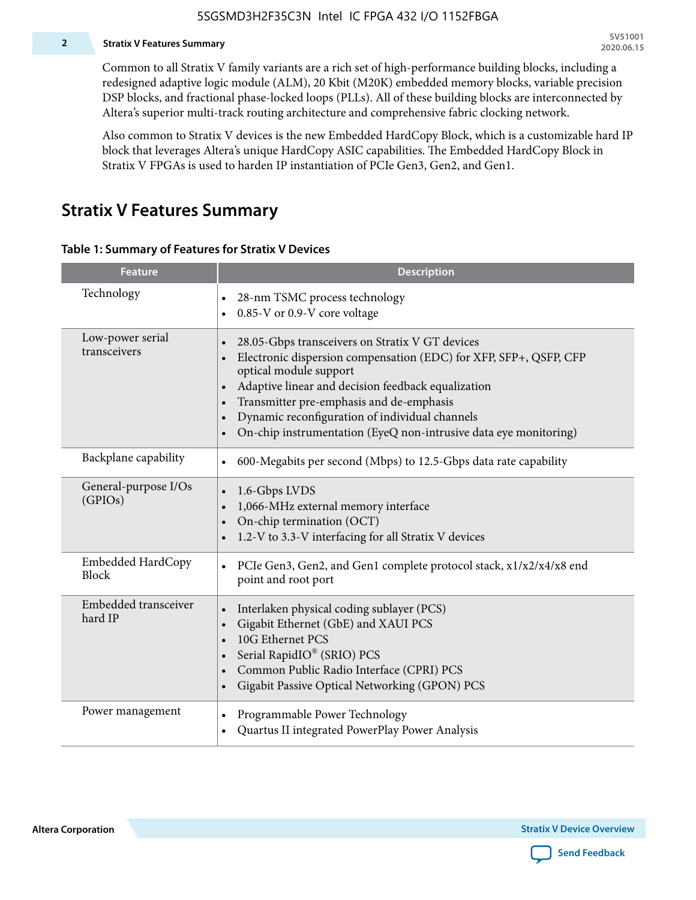Common to all Stratix V family variants are a rich set of high-performance building blocks, including a redesigned adaptive logic module (ALM), 20 Kbit (M20K) embedded memory blocks, variable precision DSP blocks, and fractional phase-locked loops (PLLs). All of these building blocks are interconnected by Altera's superior multi-track routing architecture and comprehensive fabric clocking network.

Also common to Stratix V devices is the new Embedded HardCopy Block, which is a customizable hard IP block that leverages Altera's unique HardCopy ASIC capabilities. The Embedded HardCopy Block in Stratix V FPGAs is used to harden IP instantiation of PCIe Gen3, Gen2, and Gen1.

## Stratix V Features Summary

**Table 1: Summary of Features for Stratix V Devices**

| Feature | Description |
|---|---|
| Technology | • 28-nm TSMC process technology<br>• 0.85-V or 0.9-V core voltage |
| Low-power serial transceivers | • 28.05-Gbps transceivers on Stratix V GT devices<br>• Electronic dispersion compensation (EDC) for XFP, SFP+, QSFP, CFP optical module support<br>• Adaptive linear and decision feedback equalization<br>• Transmitter pre-emphasis and de-emphasis<br>• Dynamic reconfiguration of individual channels<br>• On-chip instrumentation (EyeQ non-intrusive data eye monitoring) |
| Backplane capability | • 600-Megabits per second (Mbps) to 12.5-Gbps data rate capability |
| General-purpose I/Os (GPIOs) | • 1.6-Gbps LVDS<br>• 1,066-MHz external memory interface<br>• On-chip termination (OCT)<br>• 1.2-V to 3.3-V interfacing for all Stratix V devices |
| Embedded HardCopy Block | • PCIe Gen3, Gen2, and Gen1 complete protocol stack, x1/x2/x4/x8 end point and root port |
| Embedded transceiver hard IP | • Interlaken physical coding sublayer (PCS)<br>• Gigabit Ethernet (GbE) and XAUI PCS<br>• 10G Ethernet PCS<br>• Serial RapidIO® (SRIO) PCS<br>• Common Public Radio Interface (CPRI) PCS<br>• Gigabit Passive Optical Networking (GPON) PCS |
| Power management | • Programmable Power Technology<br>• Quartus II integrated PowerPlay Power Analysis |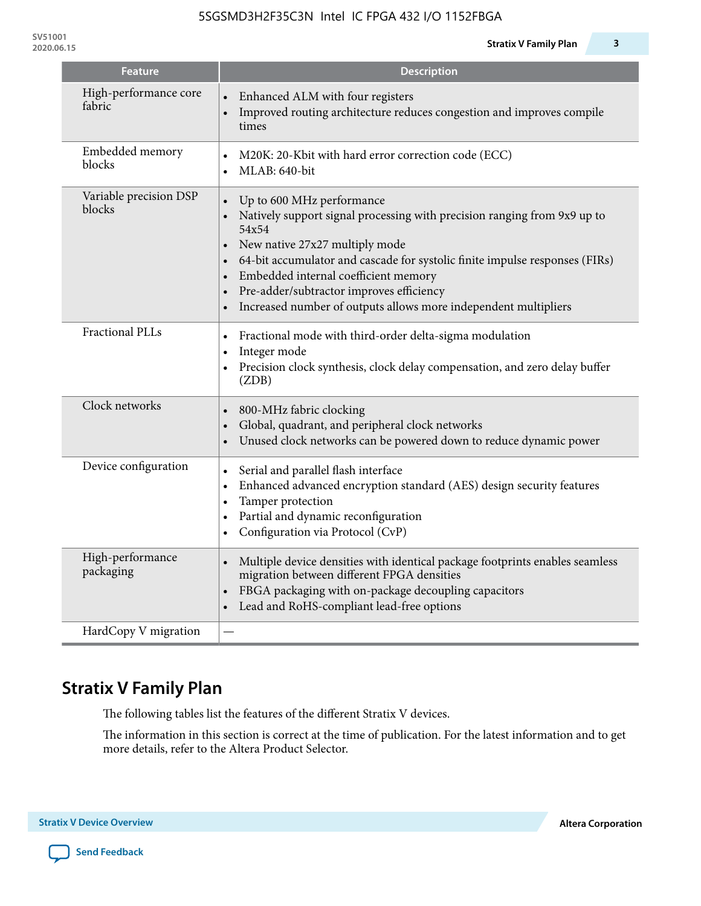| Feature | Description |
| --- | --- |
| High-performance core fabric | • Enhanced ALM with four registers<br>• Improved routing architecture reduces congestion and improves compile times |
| Embedded memory blocks | • M20K: 20-Kbit with hard error correction code (ECC)<br>• MLAB: 640-bit |
| Variable precision DSP blocks | • Up to 600 MHz performance<br>• Natively support signal processing with precision ranging from 9x9 up to 54x54<br>• New native 27x27 multiply mode<br>• 64-bit accumulator and cascade for systolic finite impulse responses (FIRs)<br>• Embedded internal coefficient memory<br>• Pre-adder/subtractor improves efficiency<br>• Increased number of outputs allows more independent multipliers |
| Fractional PLLs | • Fractional mode with third-order delta-sigma modulation<br>• Integer mode<br>• Precision clock synthesis, clock delay compensation, and zero delay buffer (ZDB) |
| Clock networks | • 800-MHz fabric clocking<br>• Global, quadrant, and peripheral clock networks<br>• Unused clock networks can be powered down to reduce dynamic power |
| Device configuration | • Serial and parallel flash interface<br>• Enhanced advanced encryption standard (AES) design security features<br>• Tamper protection<br>• Partial and dynamic reconfiguration<br>• Configuration via Protocol (CvP) |
| High-performance packaging | • Multiple device densities with identical package footprints enables seamless migration between different FPGA densities<br>• FBGA packaging with on-package decoupling capacitors<br>• Lead and RoHS-compliant lead-free options |
| HardCopy V migration | — |

## Stratix V Family Plan

The following tables list the features of the different Stratix V devices.

The information in this section is correct at the time of publication. For the latest information and to get more details, refer to the Altera Product Selector.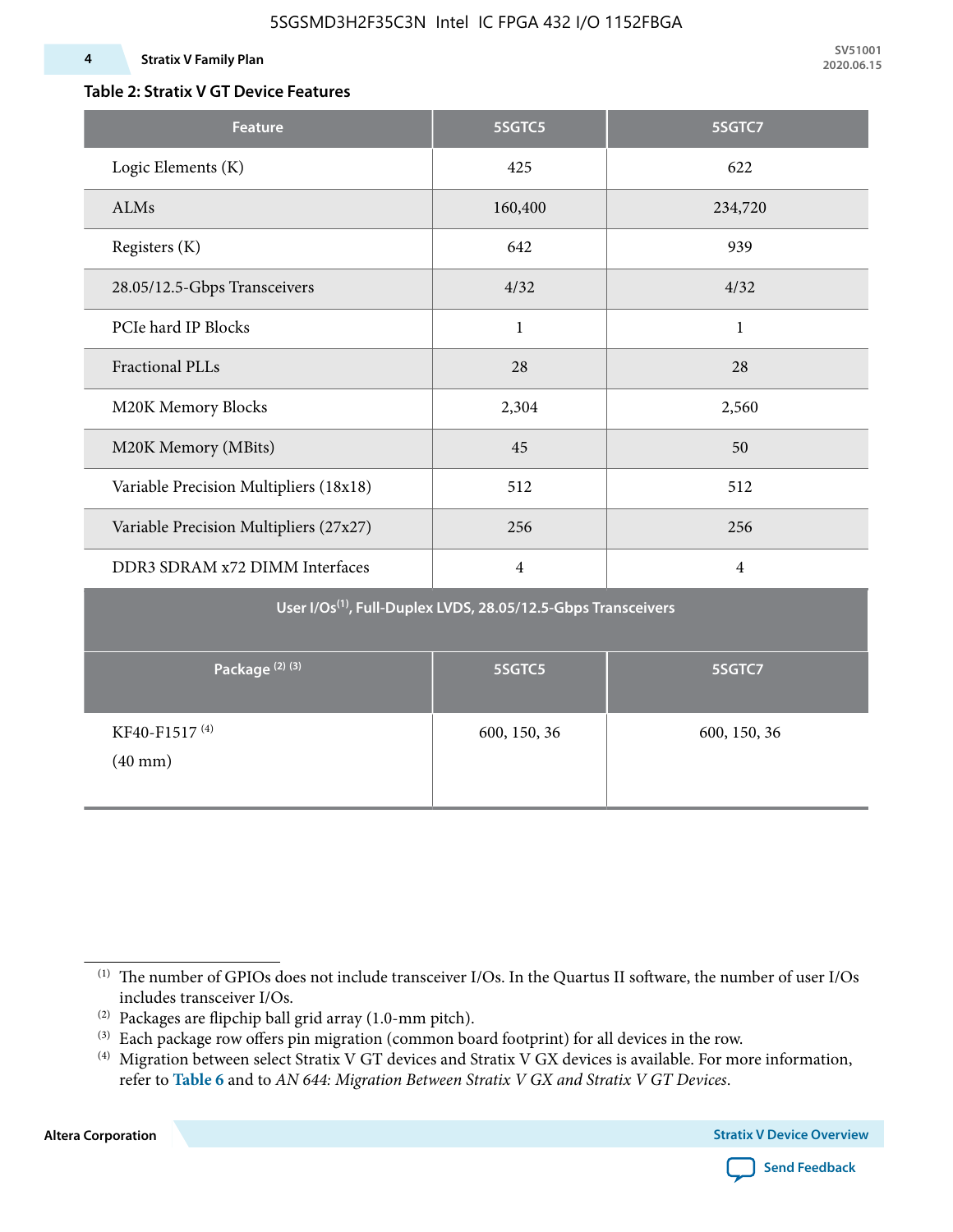**Table 2: Stratix V GT Device Features**

| Feature | 5SGTC5 | 5SGTC7 |
|---|---|---|
| Logic Elements (K) | 425 | 622 |
| ALMs | 160,400 | 234,720 |
| Registers (K) | 642 | 939 |
| 28.05/12.5-Gbps Transceivers | 4/32 | 4/32 |
| PCIe hard IP Blocks | 1 | 1 |
| Fractional PLLs | 28 | 28 |
| M20K Memory Blocks | 2,304 | 2,560 |
| M20K Memory (MBits) | 45 | 50 |
| Variable Precision Multipliers (18x18) | 512 | 512 |
| Variable Precision Multipliers (27x27) | 256 | 256 |
| DDR3 SDRAM x72 DIMM Interfaces | 4 | 4 |
| **User I/Os[1], Full-Duplex LVDS, 28.05/12.5-Gbps Transceivers** | | |
| **Package [2] [3]** | **5SGTC5** | **5SGTC7** |
| KF40-F1517 [4] (40 mm) | 600, 150, 36 | 600, 150, 36 |

[1] The number of GPIOs does not include transceiver I/Os. In the Quartus II software, the number of user I/Os includes transceiver I/Os.

[2] Packages are flipchip ball grid array (1.0-mm pitch).

[3] Each package row offers pin migration (common board footprint) for all devices in the row.

[4] Migration between select Stratix V GT devices and Stratix V GX devices is available. For more information, refer to **Table 6** and to *AN 644: Migration Between Stratix V GX and Stratix V GT Devices*.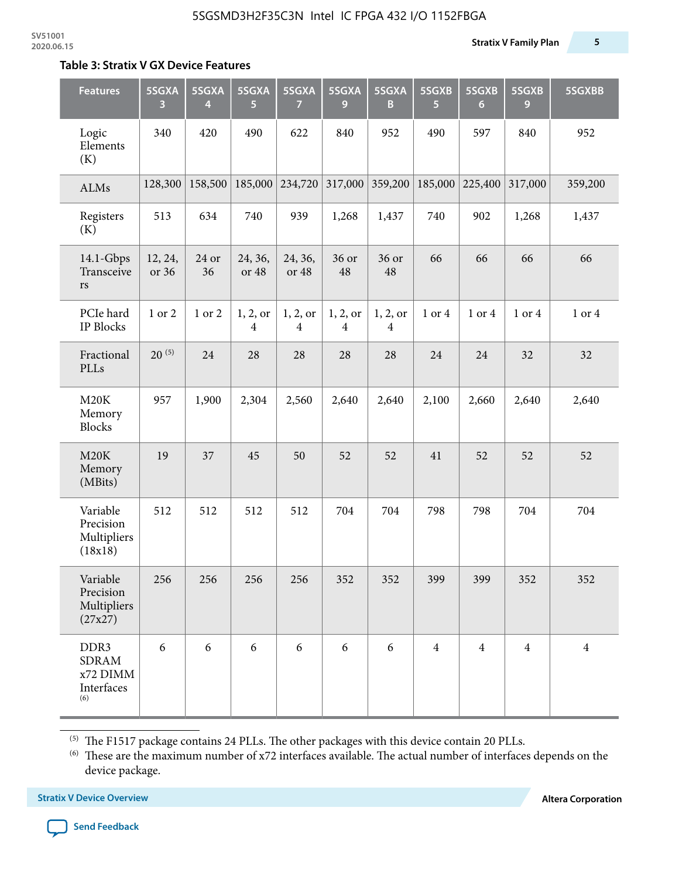**Table 3: Stratix V GX Device Features**

| Features | 5SGXA 3 | 5SGXA 4 | 5SGXA 5 | 5SGXA 7 | 5SGXA 9 | 5SGXA B | 5SGXB 5 | 5SGXB 6 | 5SGXB 9 | 5SGXBB |
|---|---|---|---|---|---|---|---|---|---|---|
| Logic Elements (K) | 340 | 420 | 490 | 622 | 840 | 952 | 490 | 597 | 840 | 952 |
| ALMs | 128,300 | 158,500 | 185,000 | 234,720 | 317,000 | 359,200 | 185,000 | 225,400 | 317,000 | 359,200 |
| Registers (K) | 513 | 634 | 740 | 939 | 1,268 | 1,437 | 740 | 902 | 1,268 | 1,437 |
| 14.1-Gbps Transceivers | 12, 24, or 36 | 24 or 36 | 24, 36, or 48 | 24, 36, or 48 | 36 or 48 | 36 or 48 | 66 | 66 | 66 | 66 |
| PCIe hard IP Blocks | 1 or 2 | 1 or 2 | 1, 2, or 4 | 1, 2, or 4 | 1, 2, or 4 | 1, 2, or 4 | 1 or 4 | 1 or 4 | 1 or 4 | 1 or 4 |
| Fractional PLLs | 20 [5] | 24 | 28 | 28 | 28 | 28 | 24 | 24 | 32 | 32 |
| M20K Memory Blocks | 957 | 1,900 | 2,304 | 2,560 | 2,640 | 2,640 | 2,100 | 2,660 | 2,640 | 2,640 |
| M20K Memory (MBits) | 19 | 37 | 45 | 50 | 52 | 52 | 41 | 52 | 52 | 52 |
| Variable Precision Multipliers (18x18) | 512 | 512 | 512 | 512 | 704 | 704 | 798 | 798 | 704 | 704 |
| Variable Precision Multipliers (27x27) | 256 | 256 | 256 | 256 | 352 | 352 | 399 | 399 | 352 | 352 |
| DDR3 SDRAM x72 DIMM Interfaces [6] | 6 | 6 | 6 | 6 | 6 | 6 | 4 | 4 | 4 | 4 |

[5] The F1517 package contains 24 PLLs. The other packages with this device contain 20 PLLs.

[6] These are the maximum number of x72 interfaces available. The actual number of interfaces depends on the device package.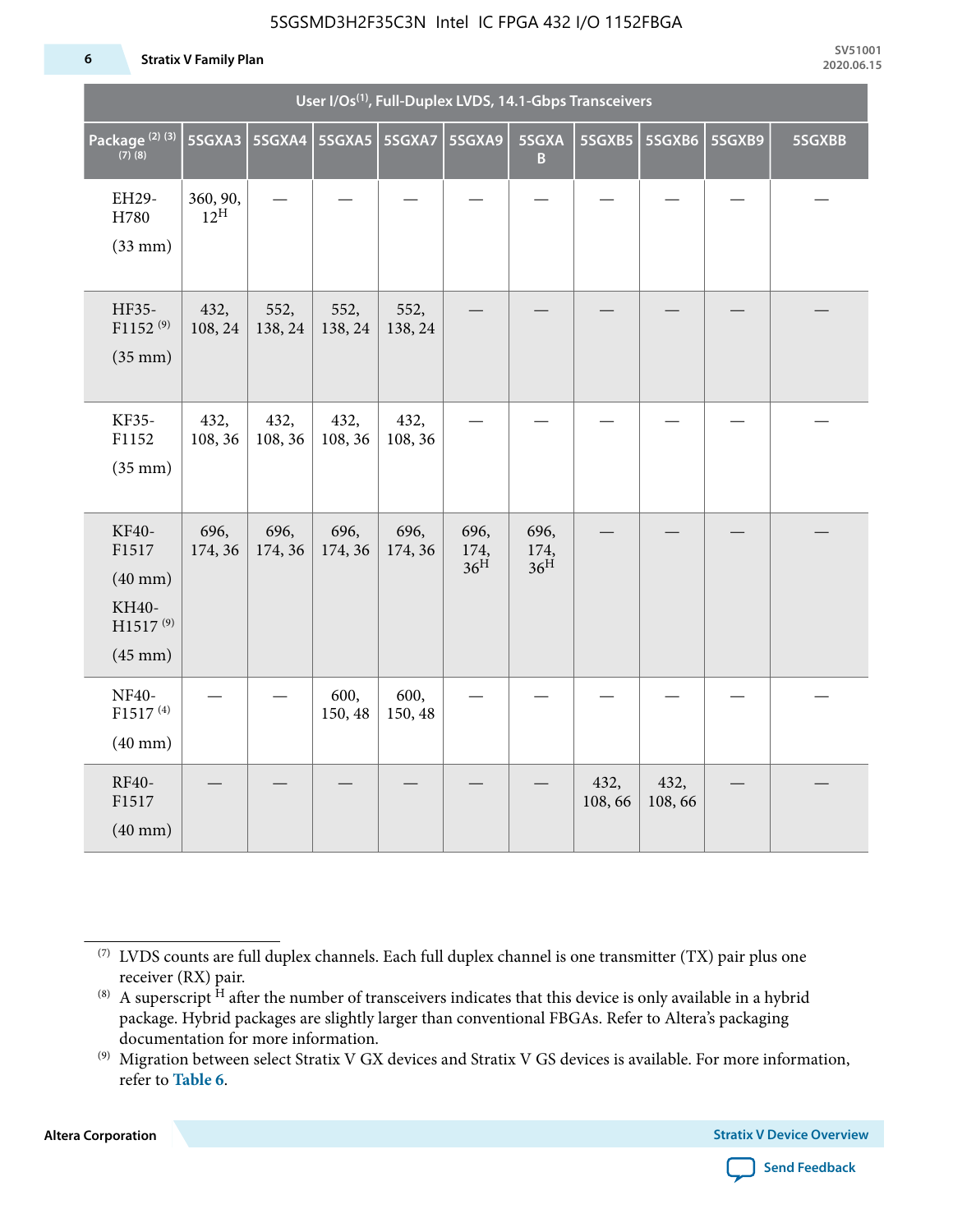| User I/Os(1), Full-Duplex LVDS, 14.1-Gbps Transceivers | | | | | | | | | | |
|---|---|---|---|---|---|---|---|---|---|---|
| Package (2) (3) (7) (8) | 5SGXA3 | 5SGXA4 | 5SGXA5 | 5SGXA7 | 5SGXA9 | 5SGXAB | 5SGXB5 | 5SGXB6 | 5SGXB9 | 5SGXBB |
| EH29-H780 (33 mm) | 360, 90, 12H | — | — | — | — | — | — | — | — | — |
| HF35-F1152 (9) (35 mm) | 432, 108, 24 | 552, 138, 24 | 552, 138, 24 | 552, 138, 24 | — | — | — | — | — | — |
| KF35-F1152 (35 mm) | 432, 108, 36 | 432, 108, 36 | 432, 108, 36 | 432, 108, 36 | — | — | — | — | — | — |
| KF40-F1517 (40 mm) KH40-H1517 (9) (45 mm) | 696, 174, 36 | 696, 174, 36 | 696, 174, 36 | 696, 174, 36 | 696, 174, 36H | 696, 174, 36H | — | — | — | — |
| NF40-F1517 (4) (40 mm) | — | — | 600, 150, 48 | 600, 150, 48 | — | — | — | — | — | — |
| RF40-F1517 (40 mm) | — | — | — | — | — | — | 432, 108, 66 | 432, 108, 66 | — | — |

(7) LVDS counts are full duplex channels. Each full duplex channel is one transmitter (TX) pair plus one receiver (RX) pair.

(8) A superscript H after the number of transceivers indicates that this device is only available in a hybrid package. Hybrid packages are slightly larger than conventional FBGAs. Refer to Altera's packaging documentation for more information.

(9) Migration between select Stratix V GX devices and Stratix V GS devices is available. For more information, refer to **Table 6**.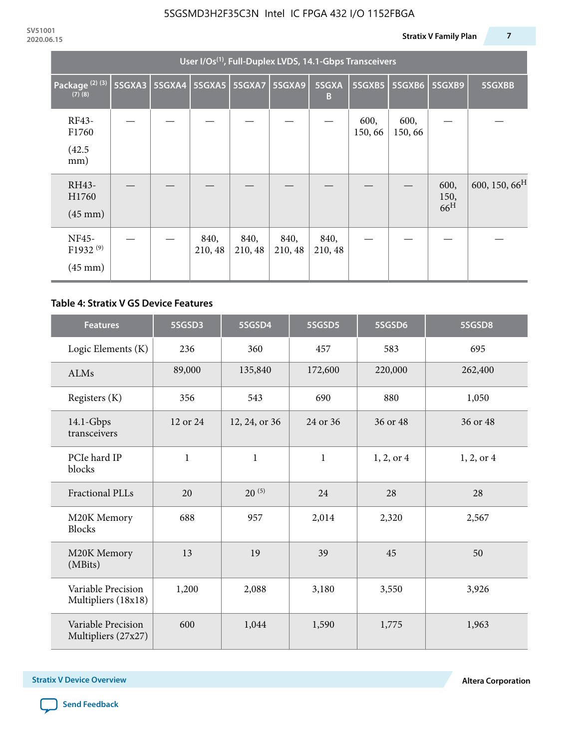| User I/Os(1), Full-Duplex LVDS, 14.1-Gbps Transceivers | | | | | | | | | | |
|---|---|---|---|---|---|---|---|---|---|---|
| Package (2) (3) (7) (8) | 5SGXA3 | 5SGXA4 | 5SGXA5 | 5SGXA7 | 5SGXA9 | 5SGXAB | 5SGXB5 | 5SGXB6 | 5SGXB9 | 5SGXBB |
| RF43-F1760 (42.5 mm) | — | — | — | — | — | — | 600, 150, 66 | 600, 150, 66 | — | — |
| RH43-H1760 (45 mm) | — | — | — | — | — | — | — | — | 600, 150, 66H | 600, 150, 66H |
| NF45-F1932 (9) (45 mm) | — | — | 840, 210, 48 | 840, 210, 48 | 840, 210, 48 | 840, 210, 48 | — | — | — | — |

### Table 4: Stratix V GS Device Features

| Features | 5SGSD3 | 5SGSD4 | 5SGSD5 | 5SGSD6 | 5SGSD8 |
|---|---|---|---|---|---|
| Logic Elements (K) | 236 | 360 | 457 | 583 | 695 |
| ALMs | 89,000 | 135,840 | 172,600 | 220,000 | 262,400 |
| Registers (K) | 356 | 543 | 690 | 880 | 1,050 |
| 14.1-Gbps transceivers | 12 or 24 | 12, 24, or 36 | 24 or 36 | 36 or 48 | 36 or 48 |
| PCIe hard IP blocks | 1 | 1 | 1 | 1, 2, or 4 | 1, 2, or 4 |
| Fractional PLLs | 20 | 20 (5) | 24 | 28 | 28 |
| M20K Memory Blocks | 688 | 957 | 2,014 | 2,320 | 2,567 |
| M20K Memory (MBits) | 13 | 19 | 39 | 45 | 50 |
| Variable Precision Multipliers (18x18) | 1,200 | 2,088 | 3,180 | 3,550 | 3,926 |
| Variable Precision Multipliers (27x27) | 600 | 1,044 | 1,590 | 1,775 | 1,963 |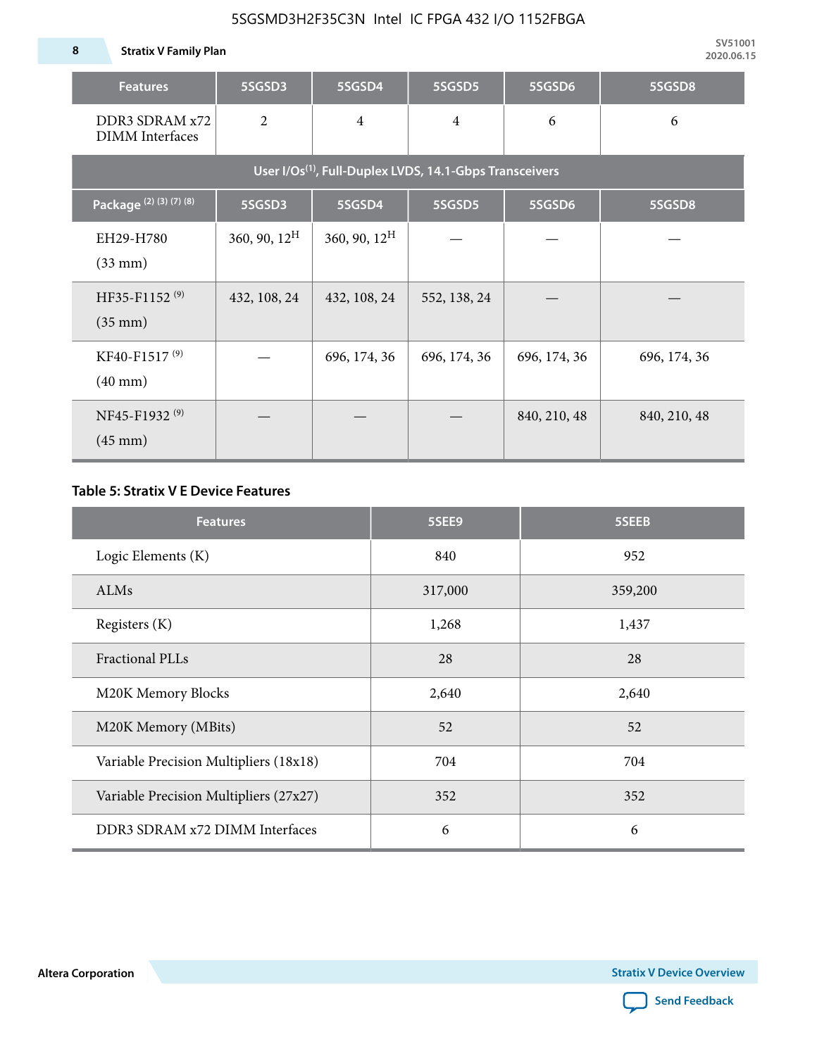| Features | 5SGSD3 | 5SGSD4 | 5SGSD5 | 5SGSD6 | 5SGSD8 |
|---|---|---|---|---|---|
| DDR3 SDRAM x72 DIMM Interfaces | 2 | 4 | 4 | 6 | 6 |
| User I/Os[1], Full-Duplex LVDS, 14.1-Gbps Transceivers | | | | | |
| Package [2] [3] [7] [8] | 5SGSD3 | 5SGSD4 | 5SGSD5 | 5SGSD6 | 5SGSD8 |
| EH29-H780 (33 mm) | 360, 90, 12[H] | 360, 90, 12[H] | — | — | — |
| HF35-F1152 [9] (35 mm) | 432, 108, 24 | 432, 108, 24 | 552, 138, 24 | — | — |
| KF40-F1517 [9] (40 mm) | — | 696, 174, 36 | 696, 174, 36 | 696, 174, 36 | 696, 174, 36 |
| NF45-F1932 [9] (45 mm) | — | — | — | 840, 210, 48 | 840, 210, 48 |

**Table 5: Stratix V E Device Features**

| Features | 5SEE9 | 5SEEB |
|---|---|---|
| Logic Elements (K) | 840 | 952 |
| ALMs | 317,000 | 359,200 |
| Registers (K) | 1,268 | 1,437 |
| Fractional PLLs | 28 | 28 |
| M20K Memory Blocks | 2,640 | 2,640 |
| M20K Memory (MBits) | 52 | 52 |
| Variable Precision Multipliers (18x18) | 704 | 704 |
| Variable Precision Multipliers (27x27) | 352 | 352 |
| DDR3 SDRAM x72 DIMM Interfaces | 6 | 6 |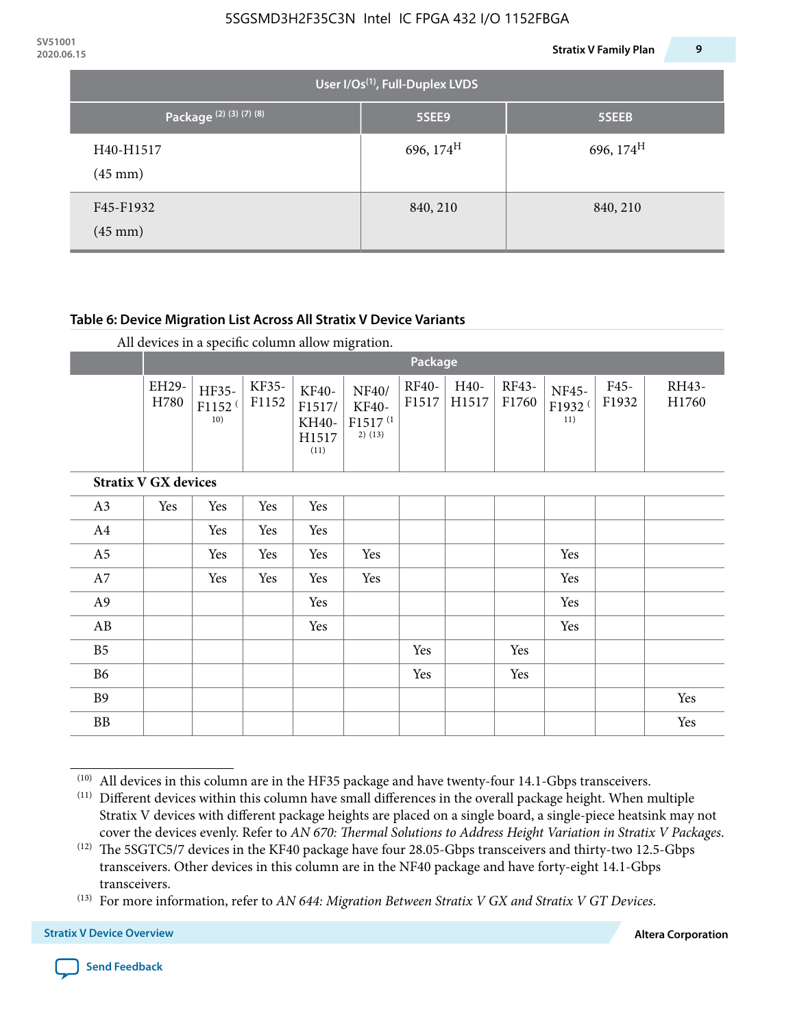| User I/Os(1), Full-Duplex LVDS | | |
|---|---|---|
| Package (2) (3) (7) (8) | 5SEE9 | 5SEEB |
| H40-H1517 (45 mm) | 696, 174[H] | 696, 174[H] |
| F45-F1932 (45 mm) | 840, 210 | 840, 210 |

**Table 6: Device Migration List Across All Stratix V Device Variants**

All devices in a specific column allow migration.

| | Package | | | | | | | | | | |
|---|---|---|---|---|---|---|---|---|---|---|---|
| | EH29-H780 | HF35-F1152 (10) | KF35-F1152 | KF40-F1517/ KH40-H1517 (11) | NF40/ KF40-F1517 (12) (13) | RF40-F1517 | H40-H1517 | RF43-F1760 | NF45-F1932 (11) | F45-F1932 | RH43-H1760 |
| **Stratix V GX devices** | | | | | | | | | | | |
| A3 | Yes | Yes | Yes | Yes | | | | | | | |
| A4 | | Yes | Yes | Yes | | | | | | | |
| A5 | | Yes | Yes | Yes | Yes | | | | Yes | | |
| A7 | | Yes | Yes | Yes | Yes | | | | Yes | | |
| A9 | | | | Yes | | | | | Yes | | |
| AB | | | | Yes | | | | | Yes | | |
| B5 | | | | | | Yes | | Yes | | | |
| B6 | | | | | | Yes | | Yes | | | |
| B9 | | | | | | | | | | | Yes |
| BB | | | | | | | | | | | Yes |

(10) All devices in this column are in the HF35 package and have twenty-four 14.1-Gbps transceivers.

(11) Different devices within this column have small differences in the overall package height. When multiple Stratix V devices with different package heights are placed on a single board, a single-piece heatsink may not cover the devices evenly. Refer to *AN 670: Thermal Solutions to Address Height Variation in Stratix V Packages*.

(12) The 5SGTC5/7 devices in the KF40 package have four 28.05-Gbps transceivers and thirty-two 12.5-Gbps transceivers. Other devices in this column are in the NF40 package and have forty-eight 14.1-Gbps transceivers.

(13) For more information, refer to *AN 644: Migration Between Stratix V GX and Stratix V GT Devices*.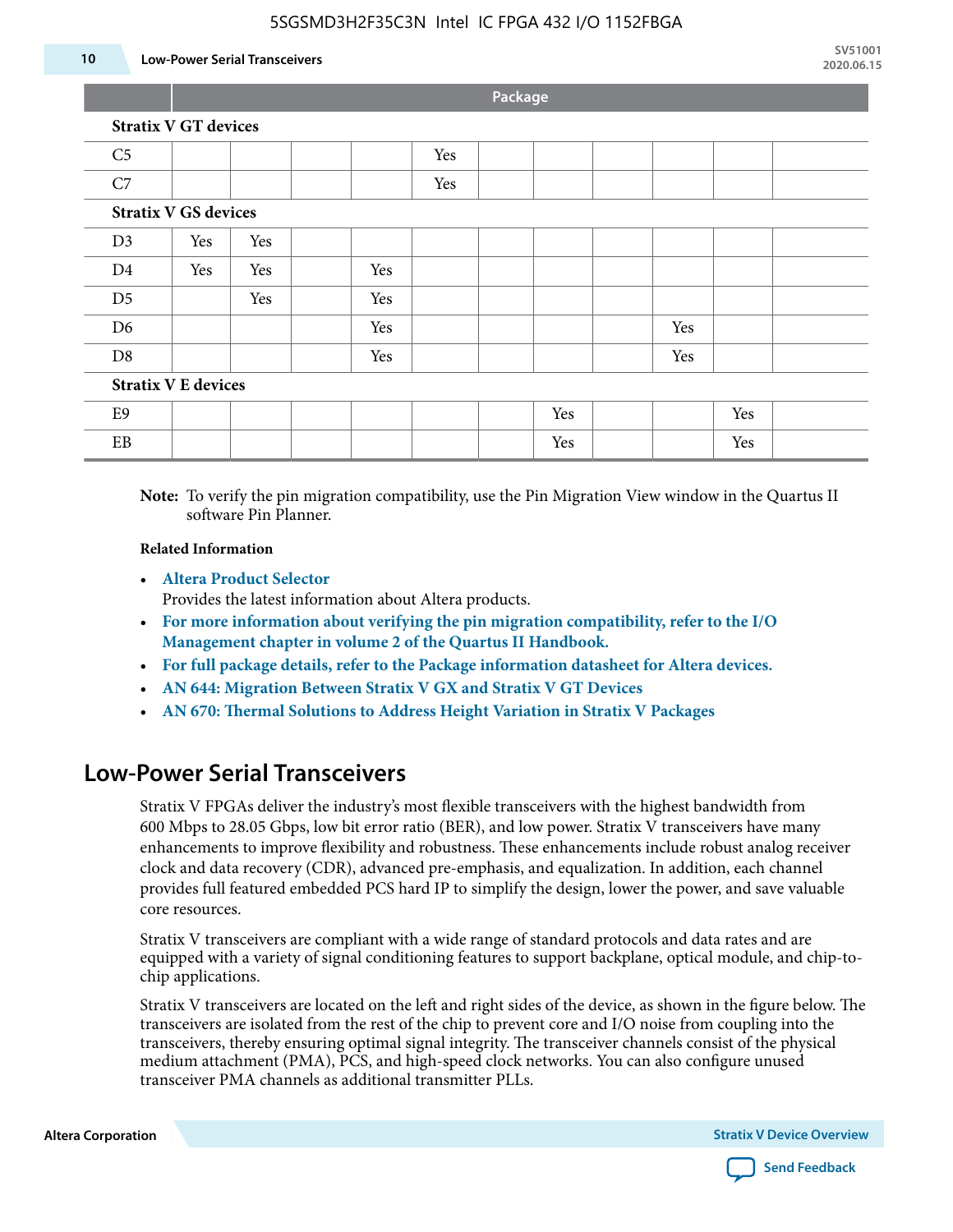| | Package | | | | | | | | | | |
|---|---|---|---|---|---|---|---|---|---|---|---|
| **Stratix V GT devices** | | | | | | | | | | | |
| C5 | | | | | Yes | | | | | | |
| C7 | | | | | Yes | | | | | | |
| **Stratix V GS devices** | | | | | | | | | | | |
| D3 | Yes | Yes | | | | | | | | | |
| D4 | Yes | Yes | | Yes | | | | | | | |
| D5 | | Yes | | Yes | | | | | | | |
| D6 | | | | Yes | | | | | Yes | | |
| D8 | | | | Yes | | | | | Yes | | |
| **Stratix V E devices** | | | | | | | | | | | |
| E9 | | | | | | | Yes | | | Yes | |
| EB | | | | | | | Yes | | | Yes | |

**Note:** To verify the pin migration compatibility, use the Pin Migration View window in the Quartus II software Pin Planner.

**Related Information**

- **Altera Product Selector**
  Provides the latest information about Altera products.
- **For more information about verifying the pin migration compatibility, refer to the I/O Management chapter in volume 2 of the Quartus II Handbook.**
- **For full package details, refer to the Package information datasheet for Altera devices.**
- **AN 644: Migration Between Stratix V GX and Stratix V GT Devices**
- **AN 670: Thermal Solutions to Address Height Variation in Stratix V Packages**

## Low-Power Serial Transceivers

Stratix V FPGAs deliver the industry's most flexible transceivers with the highest bandwidth from 600 Mbps to 28.05 Gbps, low bit error ratio (BER), and low power. Stratix V transceivers have many enhancements to improve flexibility and robustness. These enhancements include robust analog receiver clock and data recovery (CDR), advanced pre-emphasis, and equalization. In addition, each channel provides full featured embedded PCS hard IP to simplify the design, lower the power, and save valuable core resources.

Stratix V transceivers are compliant with a wide range of standard protocols and data rates and are equipped with a variety of signal conditioning features to support backplane, optical module, and chip-to-chip applications.

Stratix V transceivers are located on the left and right sides of the device, as shown in the figure below. The transceivers are isolated from the rest of the chip to prevent core and I/O noise from coupling into the transceivers, thereby ensuring optimal signal integrity. The transceiver channels consist of the physical medium attachment (PMA), PCS, and high-speed clock networks. You can also configure unused transceiver PMA channels as additional transmitter PLLs.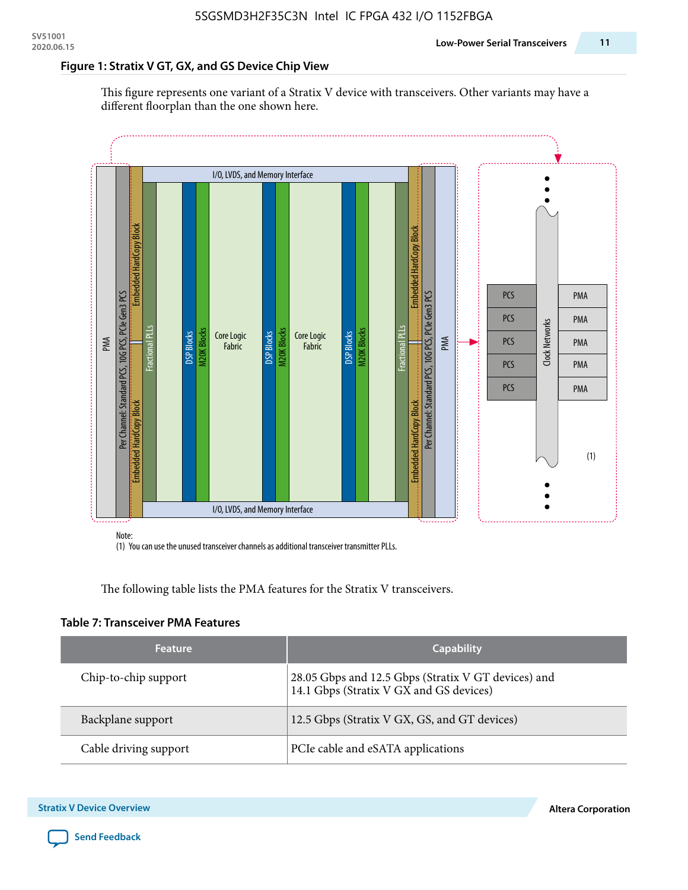### Figure 1: Stratix V GT, GX, and GS Device Chip View

This figure represents one variant of a Stratix V device with transceivers. Other variants may have a different floorplan than the one shown here.

Note:
(1) You can use the unused transceiver channels as additional transceiver transmitter PLLs.

The following table lists the PMA features for the Stratix V transceivers.

### Table 7: Transceiver PMA Features

| Feature | Capability |
| --- | --- |
| Chip-to-chip support | 28.05 Gbps and 12.5 Gbps (Stratix V GT devices) and 14.1 Gbps (Stratix V GX and GS devices) |
| Backplane support | 12.5 Gbps (Stratix V GX, GS, and GT devices) |
| Cable driving support | PCIe cable and eSATA applications |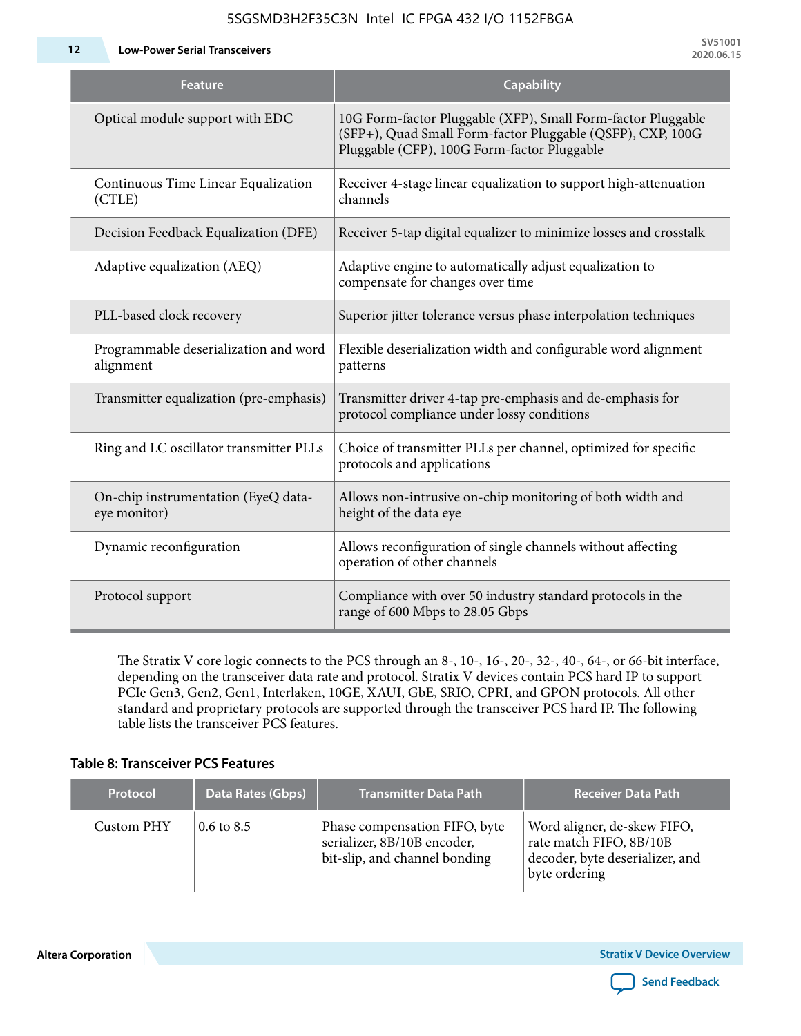| Feature | Capability |
| --- | --- |
| Optical module support with EDC | 10G Form-factor Pluggable (XFP), Small Form-factor Pluggable (SFP+), Quad Small Form-factor Pluggable (QSFP), CXP, 100G Pluggable (CFP), 100G Form-factor Pluggable |
| Continuous Time Linear Equalization (CTLE) | Receiver 4-stage linear equalization to support high-attenuation channels |
| Decision Feedback Equalization (DFE) | Receiver 5-tap digital equalizer to minimize losses and crosstalk |
| Adaptive equalization (AEQ) | Adaptive engine to automatically adjust equalization to compensate for changes over time |
| PLL-based clock recovery | Superior jitter tolerance versus phase interpolation techniques |
| Programmable deserialization and word alignment | Flexible deserialization width and configurable word alignment patterns |
| Transmitter equalization (pre-emphasis) | Transmitter driver 4-tap pre-emphasis and de-emphasis for protocol compliance under lossy conditions |
| Ring and LC oscillator transmitter PLLs | Choice of transmitter PLLs per channel, optimized for specific protocols and applications |
| On-chip instrumentation (EyeQ data-eye monitor) | Allows non-intrusive on-chip monitoring of both width and height of the data eye |
| Dynamic reconfiguration | Allows reconfiguration of single channels without affecting operation of other channels |
| Protocol support | Compliance with over 50 industry standard protocols in the range of 600 Mbps to 28.05 Gbps |

The Stratix V core logic connects to the PCS through an 8-, 10-, 16-, 20-, 32-, 40-, 64-, or 66-bit interface, depending on the transceiver data rate and protocol. Stratix V devices contain PCS hard IP to support PCIe Gen3, Gen2, Gen1, Interlaken, 10GE, XAUI, GbE, SRIO, CPRI, and GPON protocols. All other standard and proprietary protocols are supported through the transceiver PCS hard IP. The following table lists the transceiver PCS features.

**Table 8: Transceiver PCS Features**

| Protocol | Data Rates (Gbps) | Transmitter Data Path | Receiver Data Path |
| --- | --- | --- | --- |
| Custom PHY | 0.6 to 8.5 | Phase compensation FIFO, byte serializer, 8B/10B encoder, bit-slip, and channel bonding | Word aligner, de-skew FIFO, rate match FIFO, 8B/10B decoder, byte deserializer, and byte ordering |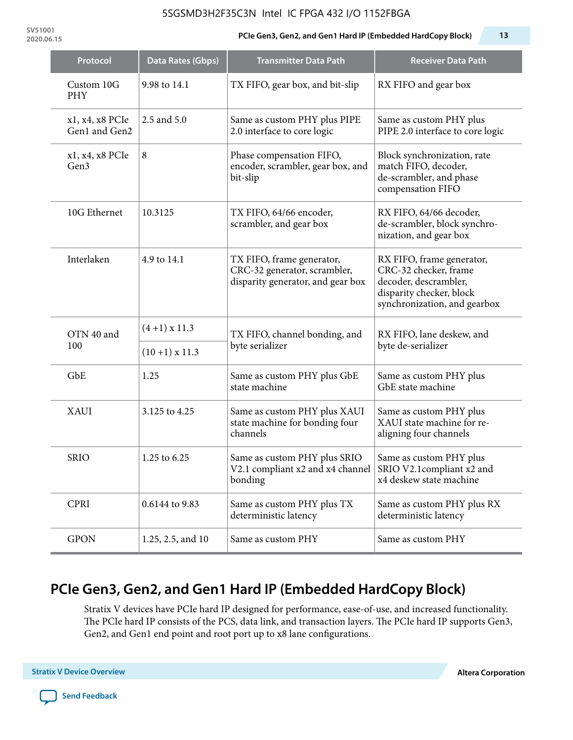| Protocol | Data Rates (Gbps) | Transmitter Data Path | Receiver Data Path |
|---|---|---|---|
| Custom 10G PHY | 9.98 to 14.1 | TX FIFO, gear box, and bit-slip | RX FIFO and gear box |
| x1, x4, x8 PCIe Gen1 and Gen2 | 2.5 and 5.0 | Same as custom PHY plus PIPE 2.0 interface to core logic | Same as custom PHY plus PIPE 2.0 interface to core logic |
| x1, x4, x8 PCIe Gen3 | 8 | Phase compensation FIFO, encoder, scrambler, gear box, and bit-slip | Block synchronization, rate match FIFO, decoder, de-scrambler, and phase compensation FIFO |
| 10G Ethernet | 10.3125 | TX FIFO, 64/66 encoder, scrambler, and gear box | RX FIFO, 64/66 decoder, de-scrambler, block synchro-nization, and gear box |
| Interlaken | 4.9 to 14.1 | TX FIFO, frame generator, CRC-32 generator, scrambler, disparity generator, and gear box | RX FIFO, frame generator, CRC-32 checker, frame decoder, descrambler, disparity checker, block synchronization, and gearbox |
| OTN 40 and 100 | (4 +1) x 11.3 | TX FIFO, channel bonding, and byte serializer | RX FIFO, lane deskew, and byte de-serializer |
| | (10 +1) x 11.3 | | |
| GbE | 1.25 | Same as custom PHY plus GbE state machine | Same as custom PHY plus GbE state machine |
| XAUI | 3.125 to 4.25 | Same as custom PHY plus XAUI state machine for bonding four channels | Same as custom PHY plus XAUI state machine for re-aligning four channels |
| SRIO | 1.25 to 6.25 | Same as custom PHY plus SRIO V2.1 compliant x2 and x4 channel bonding | Same as custom PHY plus SRIO V2.1compliant x2 and x4 deskew state machine |
| CPRI | 0.6144 to 9.83 | Same as custom PHY plus TX deterministic latency | Same as custom PHY plus RX deterministic latency |
| GPON | 1.25, 2.5, and 10 | Same as custom PHY | Same as custom PHY |

## PCIe Gen3, Gen2, and Gen1 Hard IP (Embedded HardCopy Block)

Stratix V devices have PCIe hard IP designed for performance, ease-of-use, and increased functionality. The PCIe hard IP consists of the PCS, data link, and transaction layers. The PCIe hard IP supports Gen3, Gen2, and Gen1 end point and root port up to x8 lane configurations.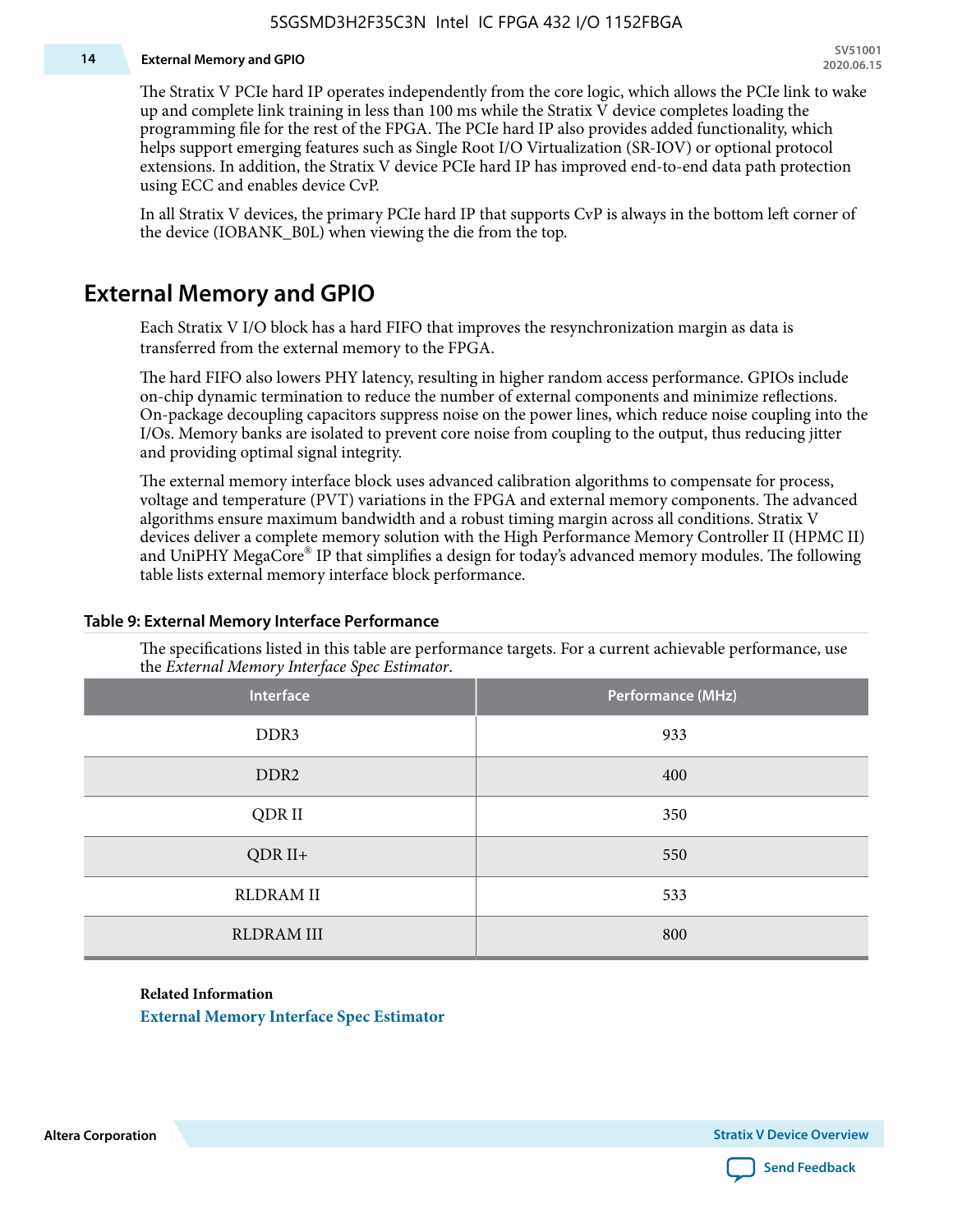The Stratix V PCIe hard IP operates independently from the core logic, which allows the PCIe link to wake up and complete link training in less than 100 ms while the Stratix V device completes loading the programming file for the rest of the FPGA. The PCIe hard IP also provides added functionality, which helps support emerging features such as Single Root I/O Virtualization (SR-IOV) or optional protocol extensions. In addition, the Stratix V device PCIe hard IP has improved end-to-end data path protection using ECC and enables device CvP.

In all Stratix V devices, the primary PCIe hard IP that supports CvP is always in the bottom left corner of the device (IOBANK_B0L) when viewing the die from the top.

## External Memory and GPIO

Each Stratix V I/O block has a hard FIFO that improves the resynchronization margin as data is transferred from the external memory to the FPGA.

The hard FIFO also lowers PHY latency, resulting in higher random access performance. GPIOs include on-chip dynamic termination to reduce the number of external components and minimize reflections. On-package decoupling capacitors suppress noise on the power lines, which reduce noise coupling into the I/Os. Memory banks are isolated to prevent core noise from coupling to the output, thus reducing jitter and providing optimal signal integrity.

The external memory interface block uses advanced calibration algorithms to compensate for process, voltage and temperature (PVT) variations in the FPGA and external memory components. The advanced algorithms ensure maximum bandwidth and a robust timing margin across all conditions. Stratix V devices deliver a complete memory solution with the High Performance Memory Controller II (HPMC II) and UniPHY MegaCore® IP that simplifies a design for today's advanced memory modules. The following table lists external memory interface block performance.

**Table 9: External Memory Interface Performance**

The specifications listed in this table are performance targets. For a current achievable performance, use the *External Memory Interface Spec Estimator*.

| Interface | Performance (MHz) |
|---|---|
| DDR3 | 933 |
| DDR2 | 400 |
| QDR II | 350 |
| QDR II+ | 550 |
| RLDRAM II | 533 |
| RLDRAM III | 800 |

**Related Information**

External Memory Interface Spec Estimator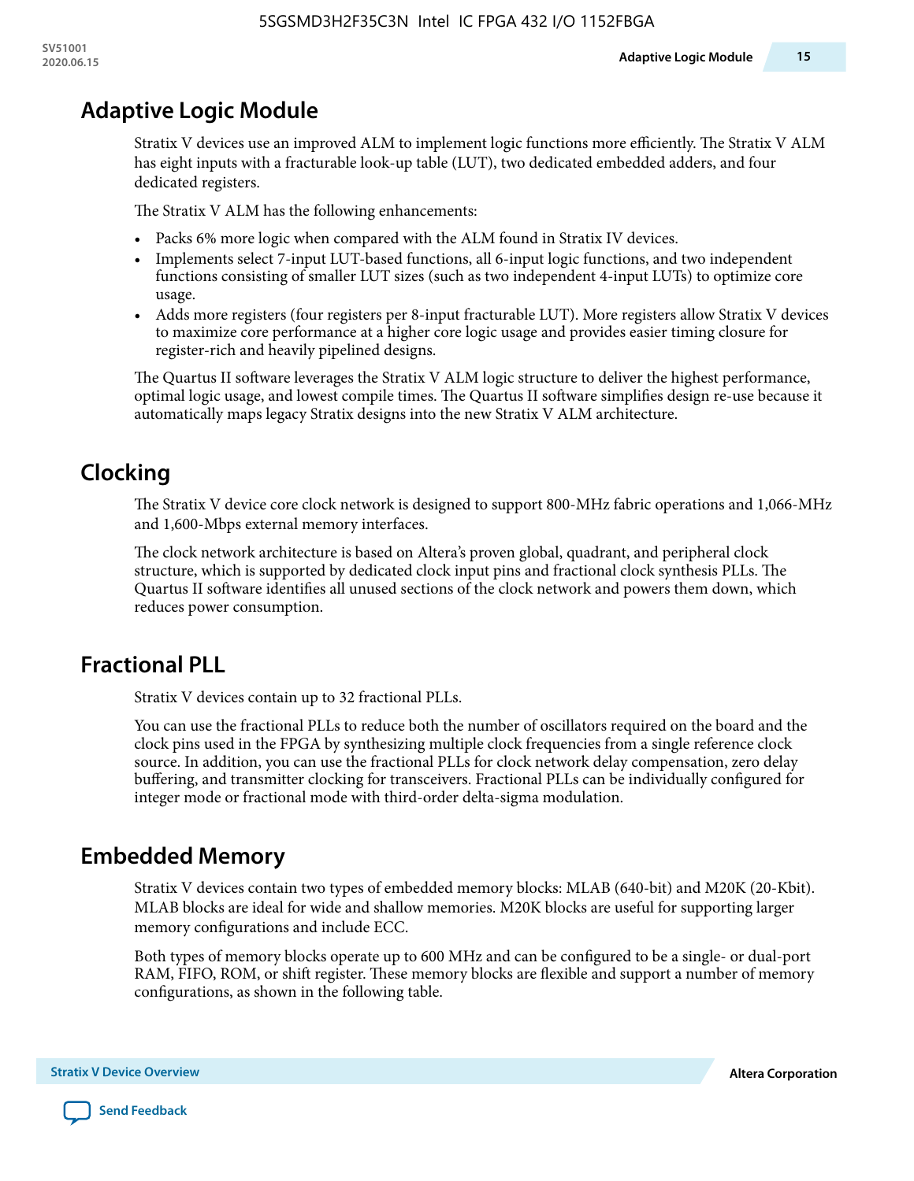## Adaptive Logic Module

Stratix V devices use an improved ALM to implement logic functions more efficiently. The Stratix V ALM has eight inputs with a fracturable look-up table (LUT), two dedicated embedded adders, and four dedicated registers.

The Stratix V ALM has the following enhancements:

- Packs 6% more logic when compared with the ALM found in Stratix IV devices.
- Implements select 7-input LUT-based functions, all 6-input logic functions, and two independent functions consisting of smaller LUT sizes (such as two independent 4-input LUTs) to optimize core usage.
- Adds more registers (four registers per 8-input fracturable LUT). More registers allow Stratix V devices to maximize core performance at a higher core logic usage and provides easier timing closure for register-rich and heavily pipelined designs.

The Quartus II software leverages the Stratix V ALM logic structure to deliver the highest performance, optimal logic usage, and lowest compile times. The Quartus II software simplifies design re-use because it automatically maps legacy Stratix designs into the new Stratix V ALM architecture.

## Clocking

The Stratix V device core clock network is designed to support 800-MHz fabric operations and 1,066-MHz and 1,600-Mbps external memory interfaces.

The clock network architecture is based on Altera's proven global, quadrant, and peripheral clock structure, which is supported by dedicated clock input pins and fractional clock synthesis PLLs. The Quartus II software identifies all unused sections of the clock network and powers them down, which reduces power consumption.

## Fractional PLL

Stratix V devices contain up to 32 fractional PLLs.

You can use the fractional PLLs to reduce both the number of oscillators required on the board and the clock pins used in the FPGA by synthesizing multiple clock frequencies from a single reference clock source. In addition, you can use the fractional PLLs for clock network delay compensation, zero delay buffering, and transmitter clocking for transceivers. Fractional PLLs can be individually configured for integer mode or fractional mode with third-order delta-sigma modulation.

## Embedded Memory

Stratix V devices contain two types of embedded memory blocks: MLAB (640-bit) and M20K (20-Kbit). MLAB blocks are ideal for wide and shallow memories. M20K blocks are useful for supporting larger memory configurations and include ECC.

Both types of memory blocks operate up to 600 MHz and can be configured to be a single- or dual-port RAM, FIFO, ROM, or shift register. These memory blocks are flexible and support a number of memory configurations, as shown in the following table.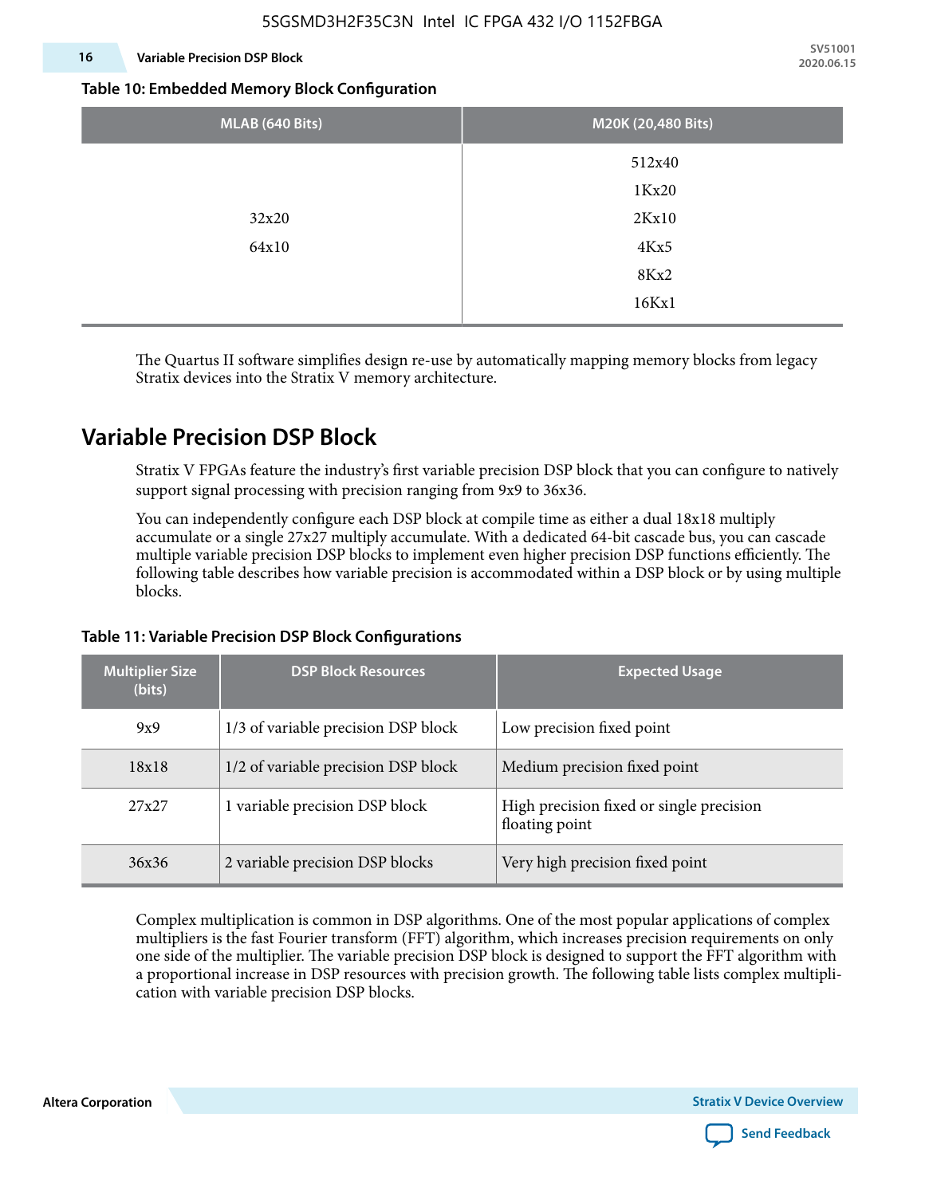**Table 10: Embedded Memory Block Configuration**

| MLAB (640 Bits) | M20K (20,480 Bits) |
|---|---|
| 32x20<br>64x10 | 512x40<br>1Kx20<br>2Kx10<br>4Kx5<br>8Kx2<br>16Kx1 |

The Quartus II software simplifies design re-use by automatically mapping memory blocks from legacy Stratix devices into the Stratix V memory architecture.

## Variable Precision DSP Block

Stratix V FPGAs feature the industry's first variable precision DSP block that you can configure to natively support signal processing with precision ranging from 9x9 to 36x36.

You can independently configure each DSP block at compile time as either a dual 18x18 multiply accumulate or a single 27x27 multiply accumulate. With a dedicated 64-bit cascade bus, you can cascade multiple variable precision DSP blocks to implement even higher precision DSP functions efficiently. The following table describes how variable precision is accommodated within a DSP block or by using multiple blocks.

**Table 11: Variable Precision DSP Block Configurations**

| Multiplier Size (bits) | DSP Block Resources | Expected Usage |
|---|---|---|
| 9x9 | 1/3 of variable precision DSP block | Low precision fixed point |
| 18x18 | 1/2 of variable precision DSP block | Medium precision fixed point |
| 27x27 | 1 variable precision DSP block | High precision fixed or single precision floating point |
| 36x36 | 2 variable precision DSP blocks | Very high precision fixed point |

Complex multiplication is common in DSP algorithms. One of the most popular applications of complex multipliers is the fast Fourier transform (FFT) algorithm, which increases precision requirements on only one side of the multiplier. The variable precision DSP block is designed to support the FFT algorithm with a proportional increase in DSP resources with precision growth. The following table lists complex multiplication with variable precision DSP blocks.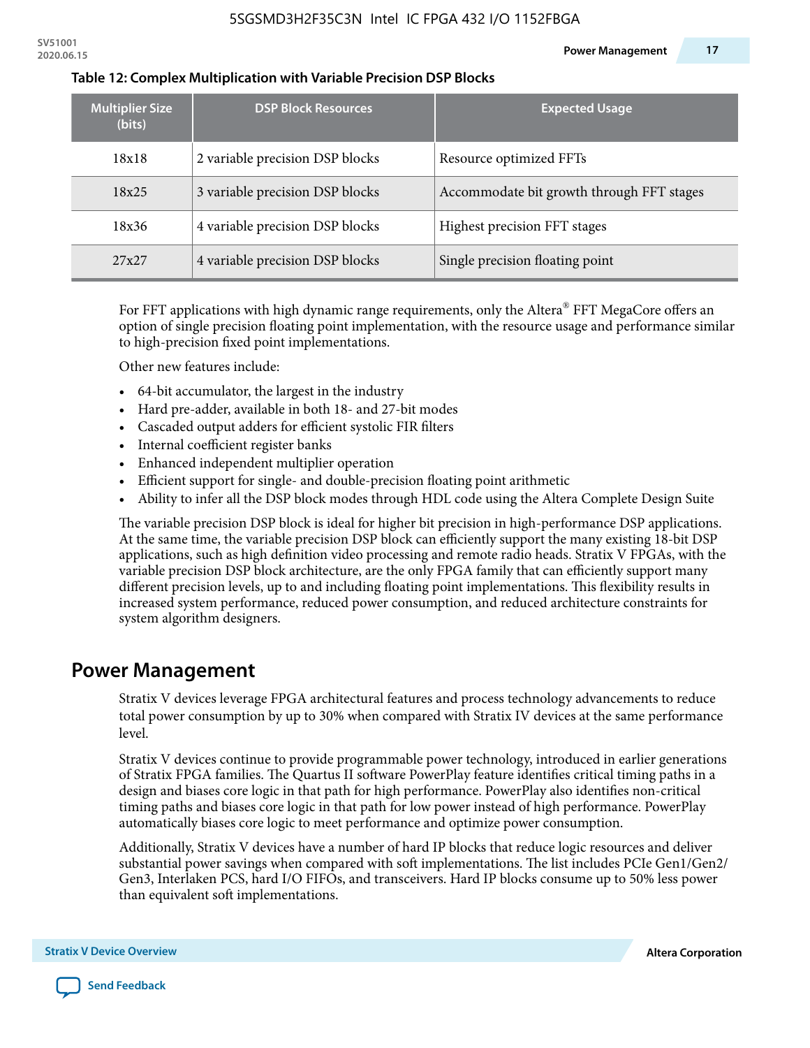**Table 12: Complex Multiplication with Variable Precision DSP Blocks**

| Multiplier Size (bits) | DSP Block Resources | Expected Usage |
|---|---|---|
| 18x18 | 2 variable precision DSP blocks | Resource optimized FFTs |
| 18x25 | 3 variable precision DSP blocks | Accommodate bit growth through FFT stages |
| 18x36 | 4 variable precision DSP blocks | Highest precision FFT stages |
| 27x27 | 4 variable precision DSP blocks | Single precision floating point |

For FFT applications with high dynamic range requirements, only the Altera® FFT MegaCore offers an option of single precision floating point implementation, with the resource usage and performance similar to high-precision fixed point implementations.

Other new features include:

- 64-bit accumulator, the largest in the industry
- Hard pre-adder, available in both 18- and 27-bit modes
- Cascaded output adders for efficient systolic FIR filters
- Internal coefficient register banks
- Enhanced independent multiplier operation
- Efficient support for single- and double-precision floating point arithmetic
- Ability to infer all the DSP block modes through HDL code using the Altera Complete Design Suite

The variable precision DSP block is ideal for higher bit precision in high-performance DSP applications. At the same time, the variable precision DSP block can efficiently support the many existing 18-bit DSP applications, such as high definition video processing and remote radio heads. Stratix V FPGAs, with the variable precision DSP block architecture, are the only FPGA family that can efficiently support many different precision levels, up to and including floating point implementations. This flexibility results in increased system performance, reduced power consumption, and reduced architecture constraints for system algorithm designers.

## Power Management

Stratix V devices leverage FPGA architectural features and process technology advancements to reduce total power consumption by up to 30% when compared with Stratix IV devices at the same performance level.

Stratix V devices continue to provide programmable power technology, introduced in earlier generations of Stratix FPGA families. The Quartus II software PowerPlay feature identifies critical timing paths in a design and biases core logic in that path for high performance. PowerPlay also identifies non-critical timing paths and biases core logic in that path for low power instead of high performance. PowerPlay automatically biases core logic to meet performance and optimize power consumption.

Additionally, Stratix V devices have a number of hard IP blocks that reduce logic resources and deliver substantial power savings when compared with soft implementations. The list includes PCIe Gen1/Gen2/Gen3, Interlaken PCS, hard I/O FIFOs, and transceivers. Hard IP blocks consume up to 50% less power than equivalent soft implementations.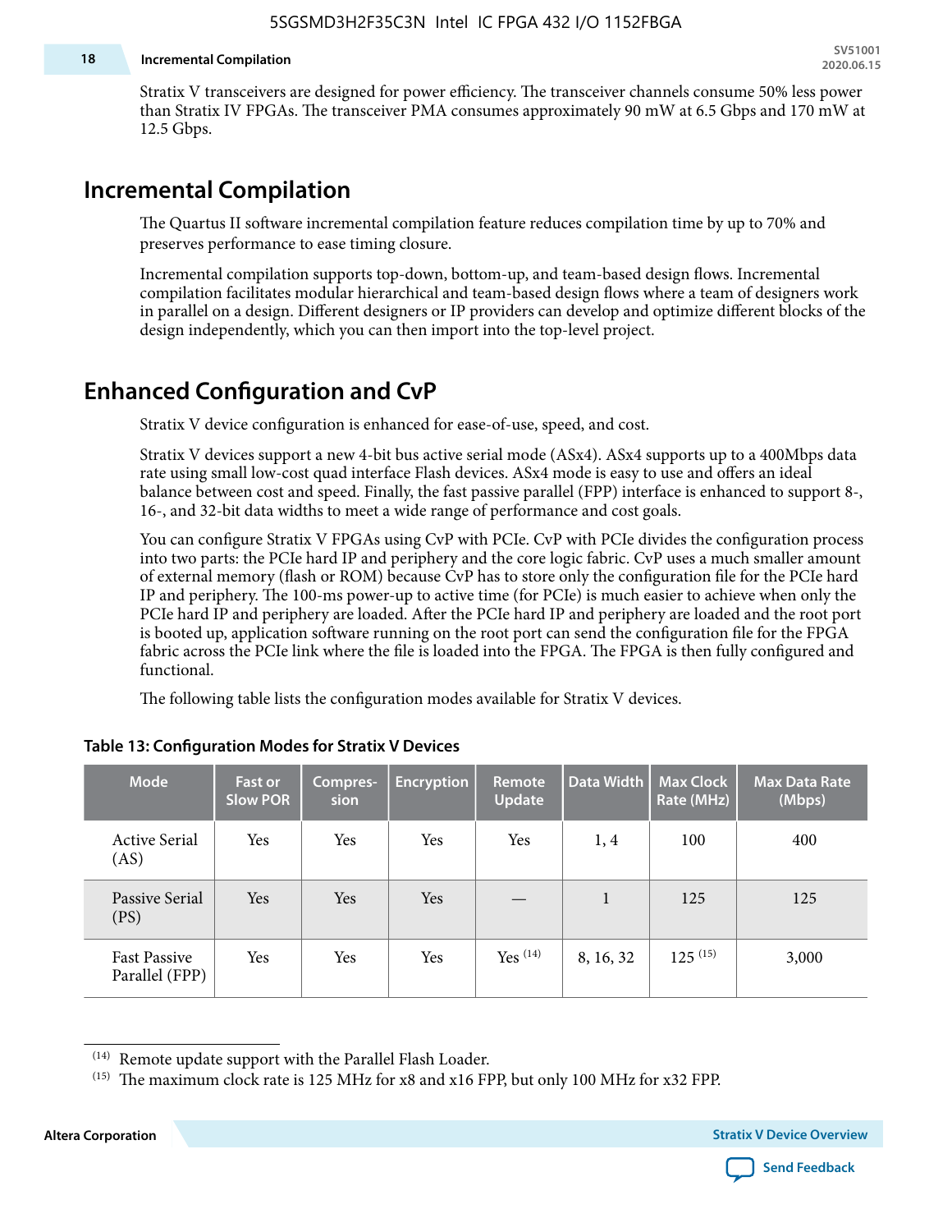Stratix V transceivers are designed for power efficiency. The transceiver channels consume 50% less power than Stratix IV FPGAs. The transceiver PMA consumes approximately 90 mW at 6.5 Gbps and 170 mW at 12.5 Gbps.

## Incremental Compilation

The Quartus II software incremental compilation feature reduces compilation time by up to 70% and preserves performance to ease timing closure.

Incremental compilation supports top-down, bottom-up, and team-based design flows. Incremental compilation facilitates modular hierarchical and team-based design flows where a team of designers work in parallel on a design. Different designers or IP providers can develop and optimize different blocks of the design independently, which you can then import into the top-level project.

## Enhanced Configuration and CvP

Stratix V device configuration is enhanced for ease-of-use, speed, and cost.

Stratix V devices support a new 4-bit bus active serial mode (ASx4). ASx4 supports up to a 400Mbps data rate using small low-cost quad interface Flash devices. ASx4 mode is easy to use and offers an ideal balance between cost and speed. Finally, the fast passive parallel (FPP) interface is enhanced to support 8-, 16-, and 32-bit data widths to meet a wide range of performance and cost goals.

You can configure Stratix V FPGAs using CvP with PCIe. CvP with PCIe divides the configuration process into two parts: the PCIe hard IP and periphery and the core logic fabric. CvP uses a much smaller amount of external memory (flash or ROM) because CvP has to store only the configuration file for the PCIe hard IP and periphery. The 100-ms power-up to active time (for PCIe) is much easier to achieve when only the PCIe hard IP and periphery are loaded. After the PCIe hard IP and periphery are loaded and the root port is booted up, application software running on the root port can send the configuration file for the FPGA fabric across the PCIe link where the file is loaded into the FPGA. The FPGA is then fully configured and functional.

The following table lists the configuration modes available for Stratix V devices.

**Table 13: Configuration Modes for Stratix V Devices**

| Mode | Fast or Slow POR | Compres-sion | Encryption | Remote Update | Data Width | Max Clock Rate (MHz) | Max Data Rate (Mbps) |
|---|---|---|---|---|---|---|---|
| Active Serial (AS) | Yes | Yes | Yes | Yes | 1, 4 | 100 | 400 |
| Passive Serial (PS) | Yes | Yes | Yes | — | 1 | 125 | 125 |
| Fast Passive Parallel (FPP) | Yes | Yes | Yes | Yes [14] | 8, 16, 32 | 125 [15] | 3,000 |

[14] Remote update support with the Parallel Flash Loader.

[15] The maximum clock rate is 125 MHz for x8 and x16 FPP, but only 100 MHz for x32 FPP.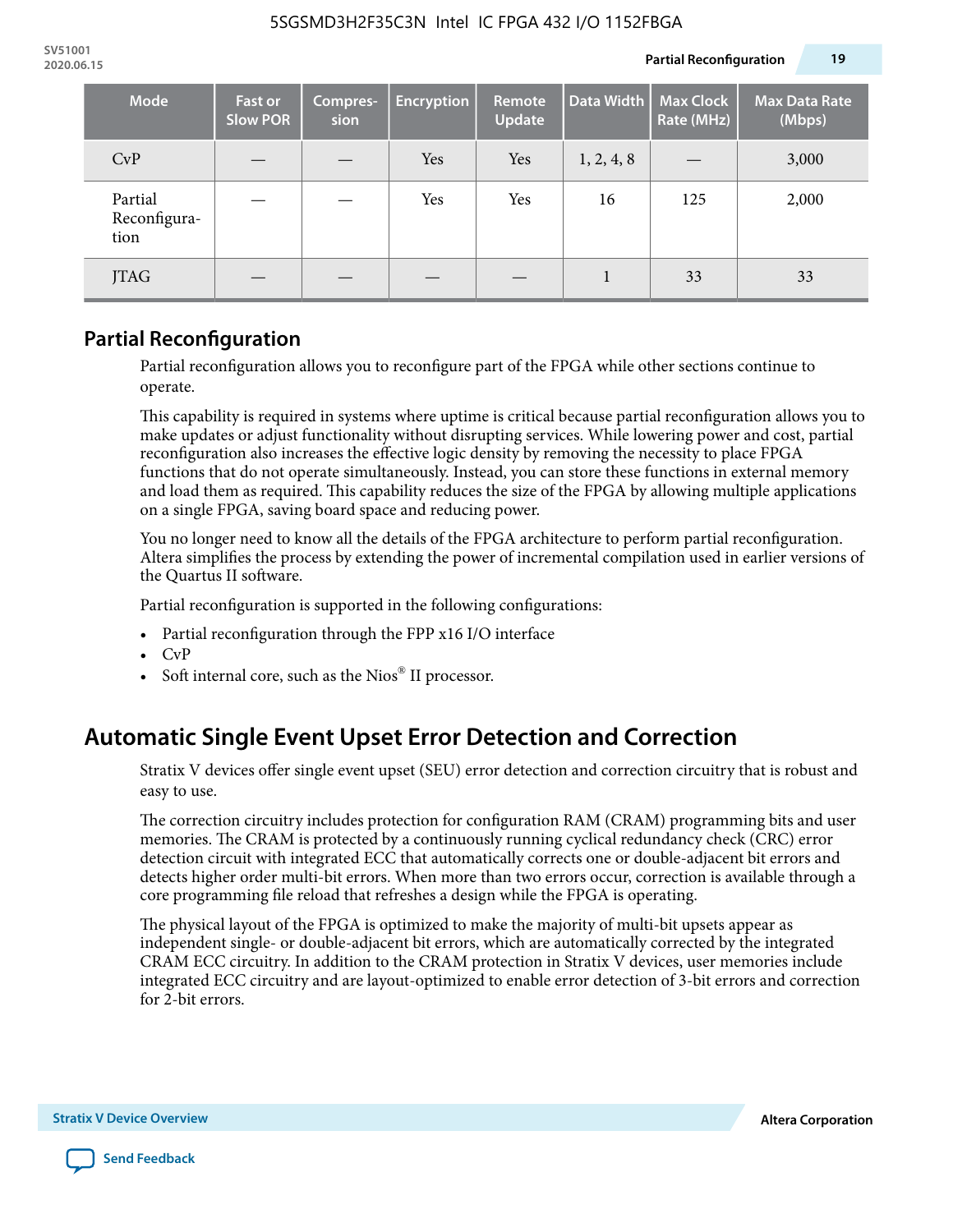| Mode | Fast or Slow POR | Compres-sion | Encryption | Remote Update | Data Width | Max Clock Rate (MHz) | Max Data Rate (Mbps) |
| --- | --- | --- | --- | --- | --- | --- | --- |
| CvP | — | — | Yes | Yes | 1, 2, 4, 8 | — | 3,000 |
| Partial Reconfiguration | — | — | Yes | Yes | 16 | 125 | 2,000 |
| JTAG | — | — | — | — | 1 | 33 | 33 |

## Partial Reconfiguration

Partial reconfiguration allows you to reconfigure part of the FPGA while other sections continue to operate.

This capability is required in systems where uptime is critical because partial reconfiguration allows you to make updates or adjust functionality without disrupting services. While lowering power and cost, partial reconfiguration also increases the effective logic density by removing the necessity to place FPGA functions that do not operate simultaneously. Instead, you can store these functions in external memory and load them as required. This capability reduces the size of the FPGA by allowing multiple applications on a single FPGA, saving board space and reducing power.

You no longer need to know all the details of the FPGA architecture to perform partial reconfiguration. Altera simplifies the process by extending the power of incremental compilation used in earlier versions of the Quartus II software.

Partial reconfiguration is supported in the following configurations:

- Partial reconfiguration through the FPP x16 I/O interface
- CvP
- Soft internal core, such as the Nios® II processor.

# Automatic Single Event Upset Error Detection and Correction

Stratix V devices offer single event upset (SEU) error detection and correction circuitry that is robust and easy to use.

The correction circuitry includes protection for configuration RAM (CRAM) programming bits and user memories. The CRAM is protected by a continuously running cyclical redundancy check (CRC) error detection circuit with integrated ECC that automatically corrects one or double-adjacent bit errors and detects higher order multi-bit errors. When more than two errors occur, correction is available through a core programming file reload that refreshes a design while the FPGA is operating.

The physical layout of the FPGA is optimized to make the majority of multi-bit upsets appear as independent single- or double-adjacent bit errors, which are automatically corrected by the integrated CRAM ECC circuitry. In addition to the CRAM protection in Stratix V devices, user memories include integrated ECC circuitry and are layout-optimized to enable error detection of 3-bit errors and correction for 2-bit errors.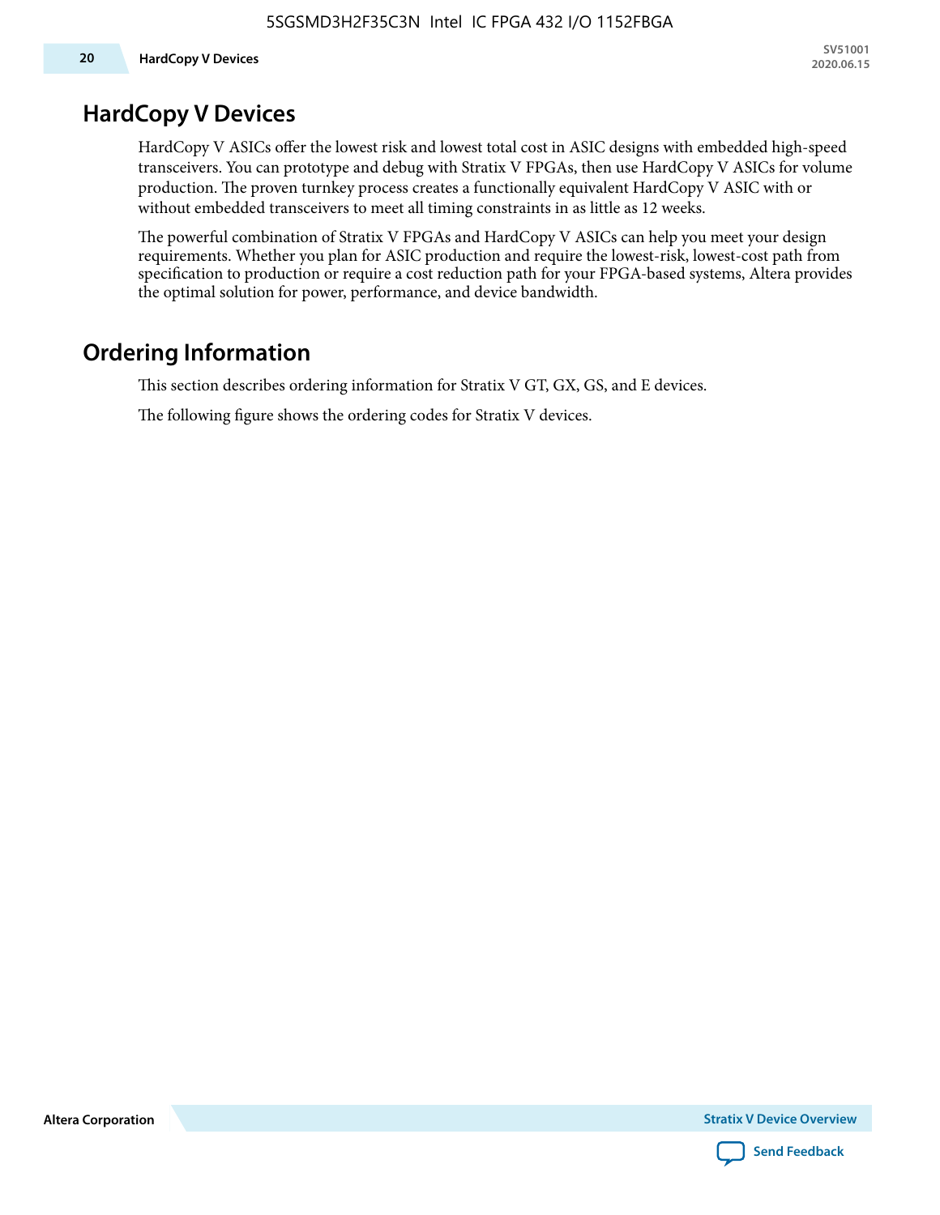## HardCopy V Devices

HardCopy V ASICs offer the lowest risk and lowest total cost in ASIC designs with embedded high-speed transceivers. You can prototype and debug with Stratix V FPGAs, then use HardCopy V ASICs for volume production. The proven turnkey process creates a functionally equivalent HardCopy V ASIC with or without embedded transceivers to meet all timing constraints in as little as 12 weeks.

The powerful combination of Stratix V FPGAs and HardCopy V ASICs can help you meet your design requirements. Whether you plan for ASIC production and require the lowest-risk, lowest-cost path from specification to production or require a cost reduction path for your FPGA-based systems, Altera provides the optimal solution for power, performance, and device bandwidth.

## Ordering Information

This section describes ordering information for Stratix V GT, GX, GS, and E devices.

The following figure shows the ordering codes for Stratix V devices.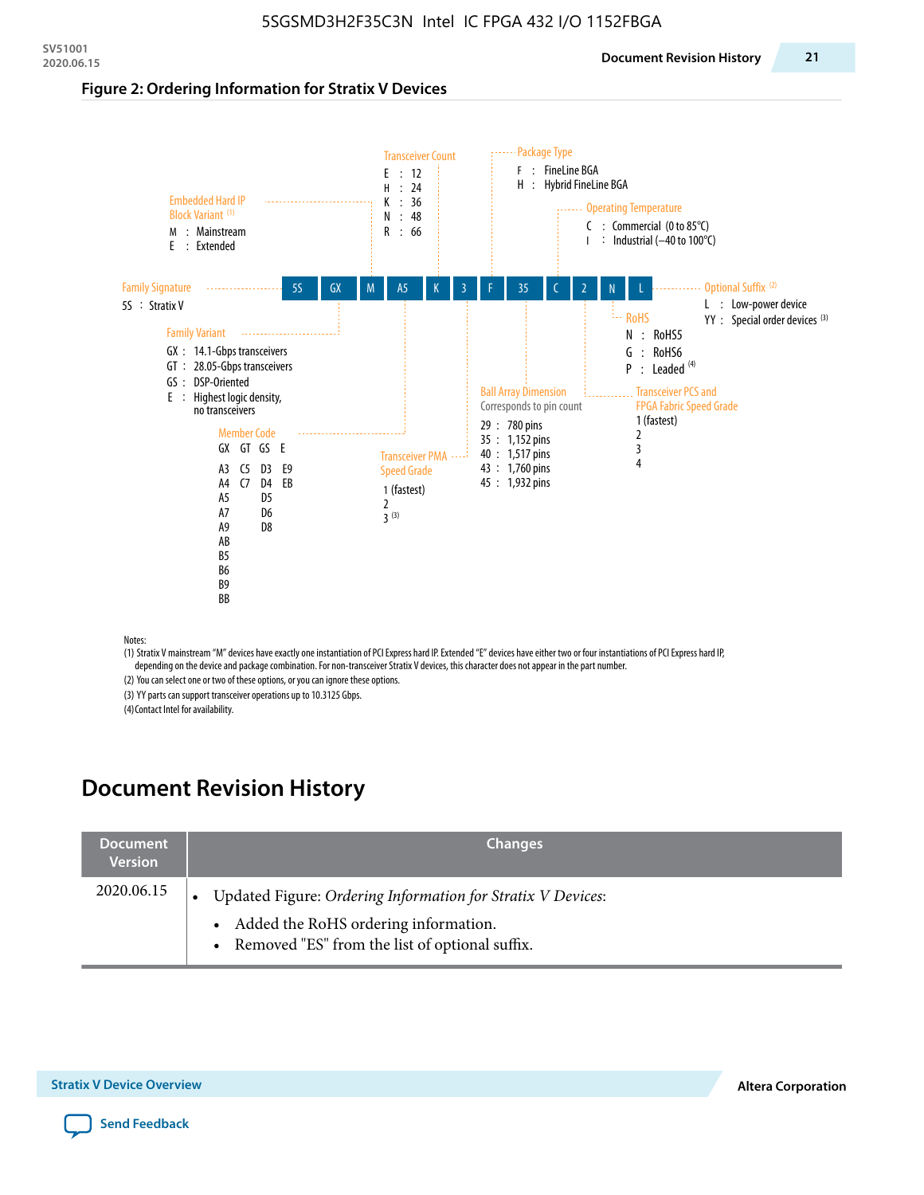**Figure 2: Ordering Information for Stratix V Devices**

5S | GX | M | A5 | K | 3 | F | 35 | C | 2 | N | L

**Family Signature**
5S : Stratix V

**Family Variant**
GX : 14.1-Gbps transceivers
GT : 28.05-Gbps transceivers
GS : DSP-Oriented
E : Highest logic density, no transceivers

**Embedded Hard IP Block Variant** (1)
M : Mainstream
E : Extended

**Member Code**

| GX | GT | GS | E |
|---|---|---|---|
| A3 | C5 | D3 | E9 |
| A4 | C7 | D4 | EB |
| A5 | | D5 | |
| A7 | | D6 | |
| A9 | | D8 | |
| AB | | | |
| B5 | | | |
| B6 | | | |
| B9 | | | |
| BB | | | |

**Transceiver Count**
E : 12
H : 24
K : 36
N : 48
R : 66

**Transceiver PMA Speed Grade**
1 (fastest)
2
3 (3)

**Package Type**
F : FineLine BGA
H : Hybrid FineLine BGA

**Ball Array Dimension**
Corresponds to pin count
29 : 780 pins
35 : 1,152 pins
40 : 1,517 pins
43 : 1,760 pins
45 : 1,932 pins

**Operating Temperature**
C : Commercial (0 to 85°C)
I : Industrial (–40 to 100°C)

**Transceiver PCS and FPGA Fabric Speed Grade**
1 (fastest)
2
3
4

**RoHS**
N : RoHS5
G : RoHS6
P : Leaded (4)

**Optional Suffix** (2)
L : Low-power device
YY : Special order devices (3)

Notes:

(1) Stratix V mainstream "M" devices have exactly one instantiation of PCI Express hard IP. Extended "E" devices have either two or four instantiations of PCI Express hard IP, depending on the device and package combination. For non-transceiver Stratix V devices, this character does not appear in the part number.

(2) You can select one or two of these options, or you can ignore these options.

(3) YY parts can support transceiver operations up to 10.3125 Gbps.

(4) Contact Intel for availability.

# Document Revision History

| Document Version | Changes |
|---|---|
| 2020.06.15 | • Updated Figure: *Ordering Information for Stratix V Devices*:<br>  • Added the RoHS ordering information.<br>  • Removed "ES" from the list of optional suffix. |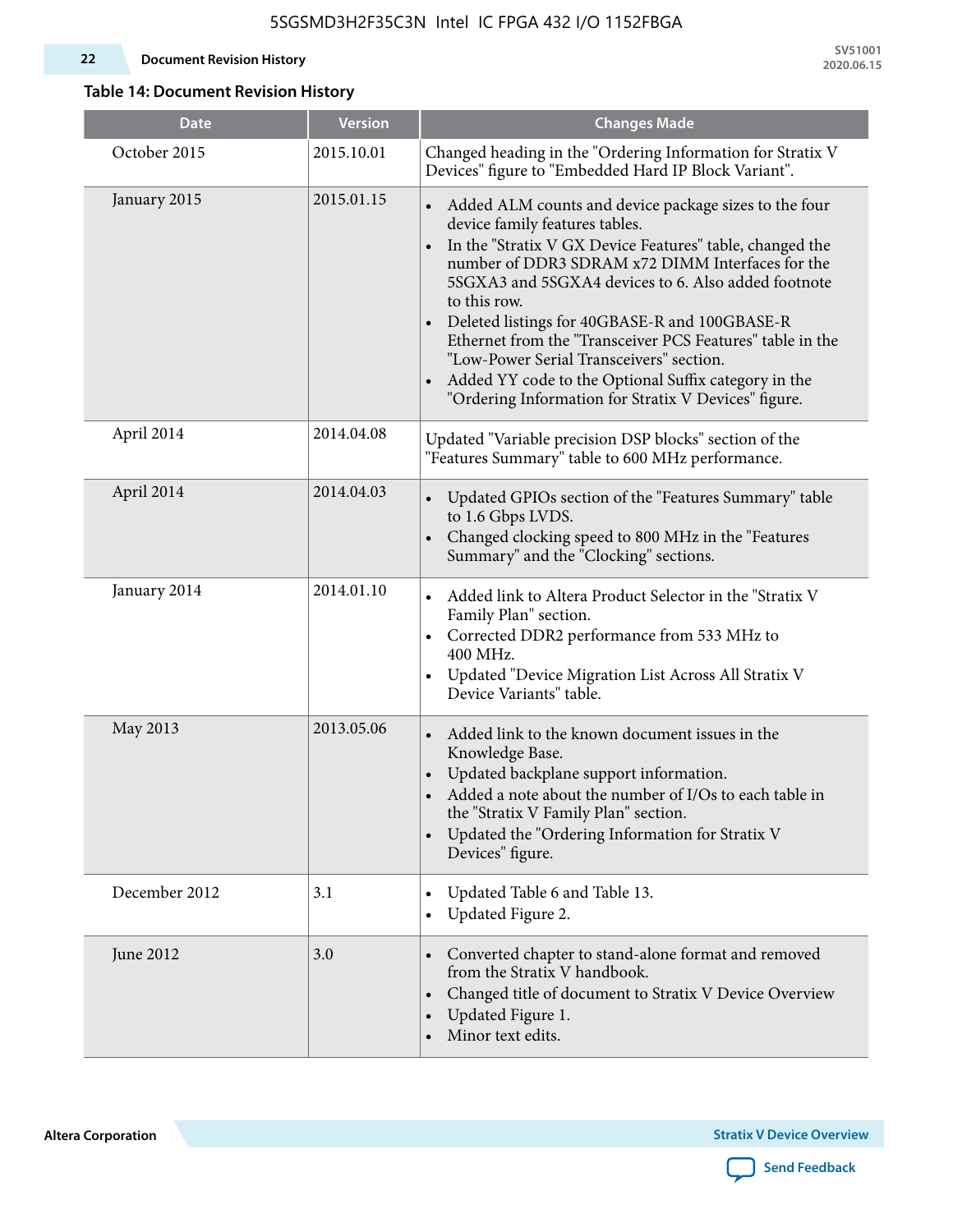**Table 14: Document Revision History**

| Date | Version | Changes Made |
|---|---|---|
| October 2015 | 2015.10.01 | Changed heading in the "Ordering Information for Stratix V Devices" figure to "Embedded Hard IP Block Variant". |
| January 2015 | 2015.01.15 | • Added ALM counts and device package sizes to the four device family features tables.<br>• In the "Stratix V GX Device Features" table, changed the number of DDR3 SDRAM x72 DIMM Interfaces for the 5SGXA3 and 5SGXA4 devices to 6. Also added footnote to this row.<br>• Deleted listings for 40GBASE-R and 100GBASE-R Ethernet from the "Transceiver PCS Features" table in the "Low-Power Serial Transceivers" section.<br>• Added YY code to the Optional Suffix category in the "Ordering Information for Stratix V Devices" figure. |
| April 2014 | 2014.04.08 | Updated "Variable precision DSP blocks" section of the "Features Summary" table to 600 MHz performance. |
| April 2014 | 2014.04.03 | • Updated GPIOs section of the "Features Summary" table to 1.6 Gbps LVDS.<br>• Changed clocking speed to 800 MHz in the "Features Summary" and the "Clocking" sections. |
| January 2014 | 2014.01.10 | • Added link to Altera Product Selector in the "Stratix V Family Plan" section.<br>• Corrected DDR2 performance from 533 MHz to 400 MHz.<br>• Updated "Device Migration List Across All Stratix V Device Variants" table. |
| May 2013 | 2013.05.06 | • Added link to the known document issues in the Knowledge Base.<br>• Updated backplane support information.<br>• Added a note about the number of I/Os to each table in the "Stratix V Family Plan" section.<br>• Updated the "Ordering Information for Stratix V Devices" figure. |
| December 2012 | 3.1 | • Updated Table 6 and Table 13.<br>• Updated Figure 2. |
| June 2012 | 3.0 | • Converted chapter to stand-alone format and removed from the Stratix V handbook.<br>• Changed title of document to Stratix V Device Overview<br>• Updated Figure 1.<br>• Minor text edits. |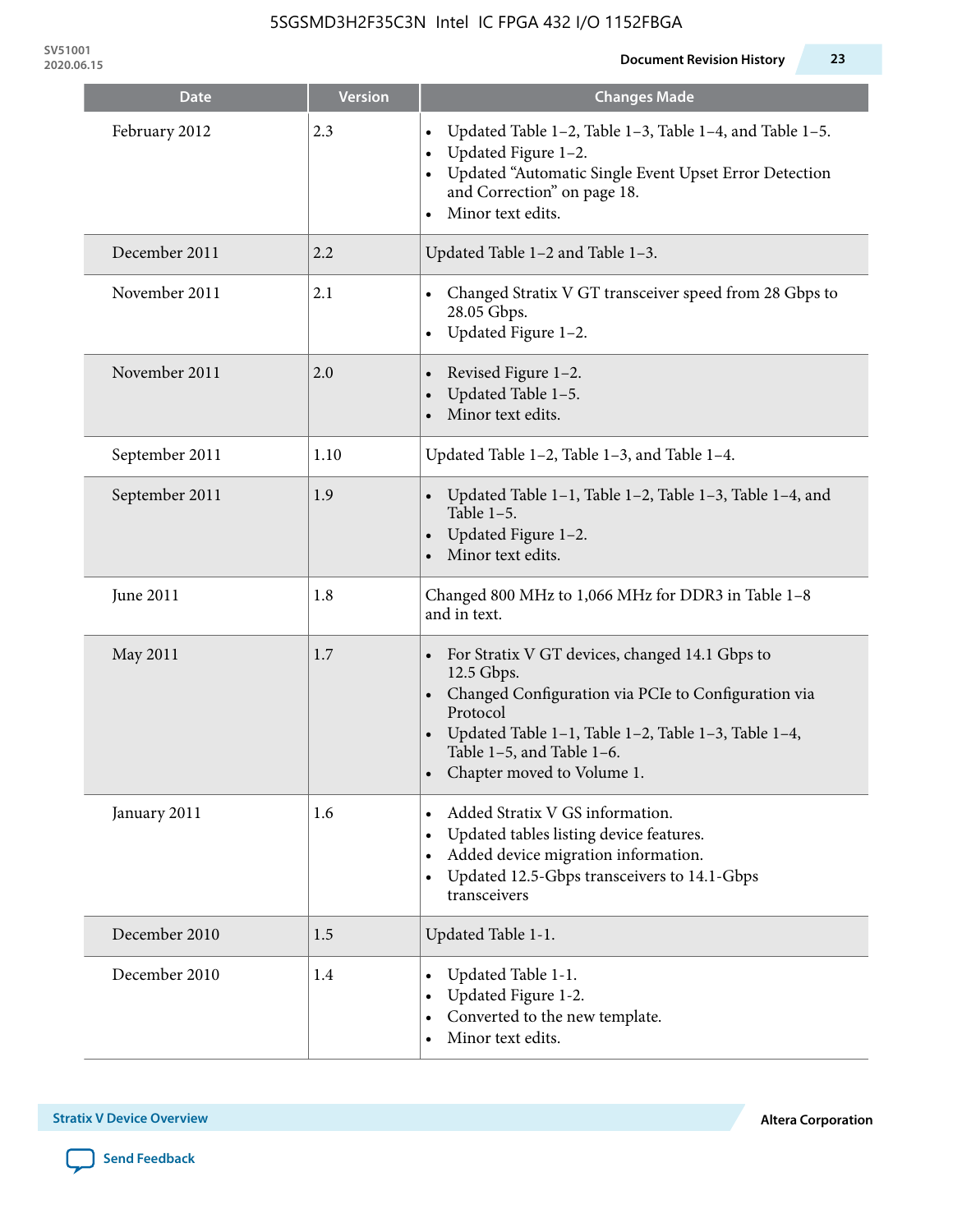| Date | Version | Changes Made |
|---|---|---|
| February 2012 | 2.3 | • Updated Table 1–2, Table 1–3, Table 1–4, and Table 1–5.<br>• Updated Figure 1–2.<br>• Updated “Automatic Single Event Upset Error Detection and Correction” on page 18.<br>• Minor text edits. |
| December 2011 | 2.2 | Updated Table 1–2 and Table 1–3. |
| November 2011 | 2.1 | • Changed Stratix V GT transceiver speed from 28 Gbps to 28.05 Gbps.<br>• Updated Figure 1–2. |
| November 2011 | 2.0 | • Revised Figure 1–2.<br>• Updated Table 1–5.<br>• Minor text edits. |
| September 2011 | 1.10 | Updated Table 1–2, Table 1–3, and Table 1–4. |
| September 2011 | 1.9 | • Updated Table 1–1, Table 1–2, Table 1–3, Table 1–4, and Table 1–5.<br>• Updated Figure 1–2.<br>• Minor text edits. |
| June 2011 | 1.8 | Changed 800 MHz to 1,066 MHz for DDR3 in Table 1–8 and in text. |
| May 2011 | 1.7 | • For Stratix V GT devices, changed 14.1 Gbps to 12.5 Gbps.<br>• Changed Configuration via PCIe to Configuration via Protocol<br>• Updated Table 1–1, Table 1–2, Table 1–3, Table 1–4, Table 1–5, and Table 1–6.<br>• Chapter moved to Volume 1. |
| January 2011 | 1.6 | • Added Stratix V GS information.<br>• Updated tables listing device features.<br>• Added device migration information.<br>• Updated 12.5-Gbps transceivers to 14.1-Gbps transceivers |
| December 2010 | 1.5 | Updated Table 1-1. |
| December 2010 | 1.4 | • Updated Table 1-1.<br>• Updated Figure 1-2.<br>• Converted to the new template.<br>• Minor text edits. |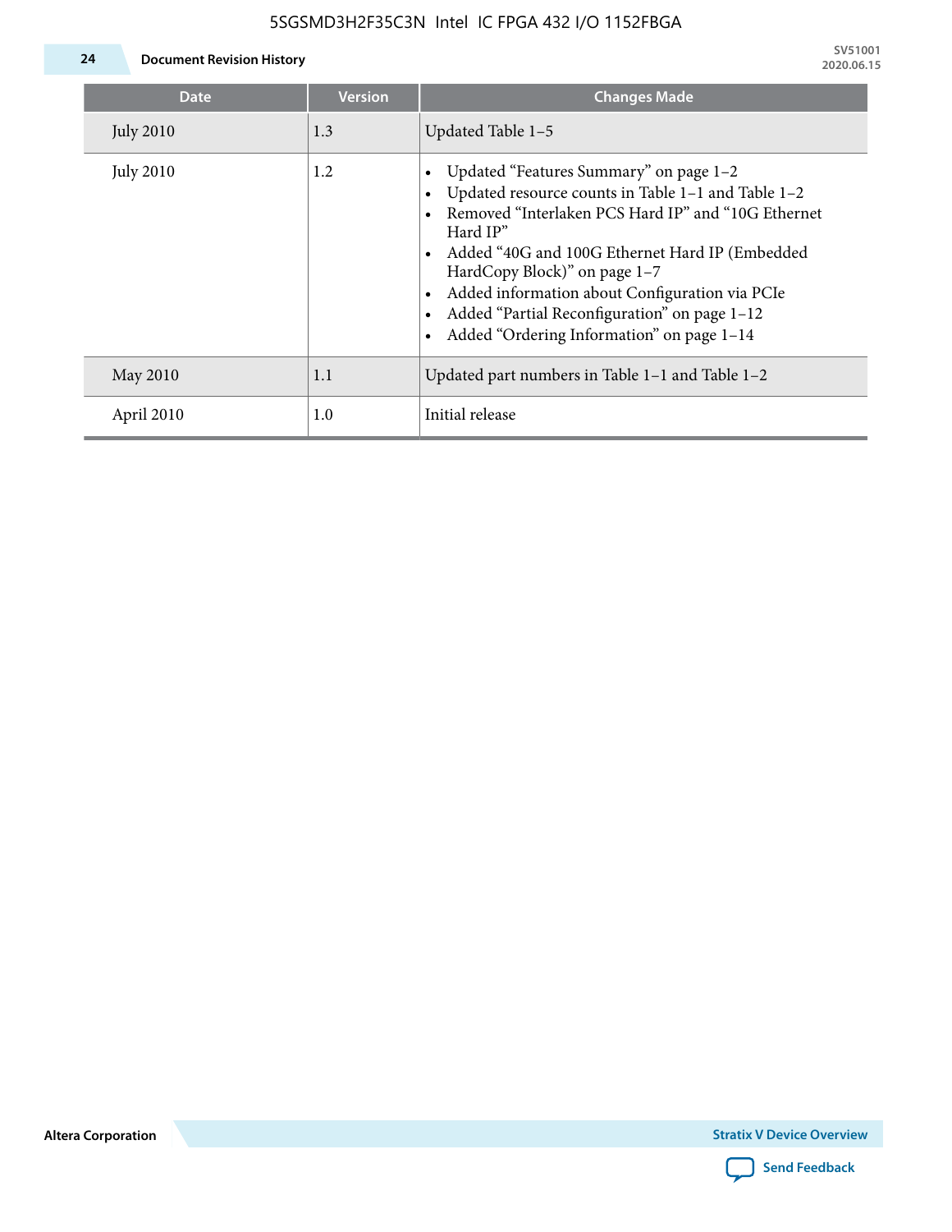| Date | Version | Changes Made |
|---|---|---|
| July 2010 | 1.3 | Updated Table 1–5 |
| July 2010 | 1.2 | • Updated “Features Summary” on page 1–2<br>• Updated resource counts in Table 1–1 and Table 1–2<br>• Removed “Interlaken PCS Hard IP” and “10G Ethernet Hard IP”<br>• Added “40G and 100G Ethernet Hard IP (Embedded HardCopy Block)” on page 1–7<br>• Added information about Configuration via PCIe<br>• Added “Partial Reconfiguration” on page 1–12<br>• Added “Ordering Information” on page 1–14 |
| May 2010 | 1.1 | Updated part numbers in Table 1–1 and Table 1–2 |
| April 2010 | 1.0 | Initial release |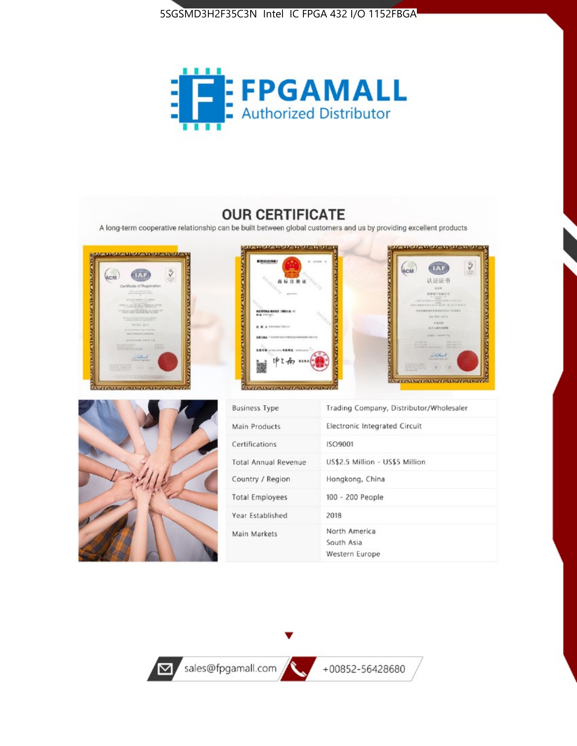FPGAMALL
Authorized Distributor

## OUR CERTIFICATE

A long-term cooperative relationship can be built between global customers and us by providing excellent products

| | |
|---|---|
| Business Type | Trading Company, Distributor/Wholesaler |
| Main Products | Electronic Integrated Circuit |
| Certifications | ISO9001 |
| Total Annual Revenue | US$2.5 Million - US$5 Million |
| Country / Region | Hongkong, China |
| Total Employees | 100 - 200 People |
| Year Established | 2018 |
| Main Markets | North America<br>South Asia<br>Western Europe |

sales@fpgamall.com

+00852-56428680